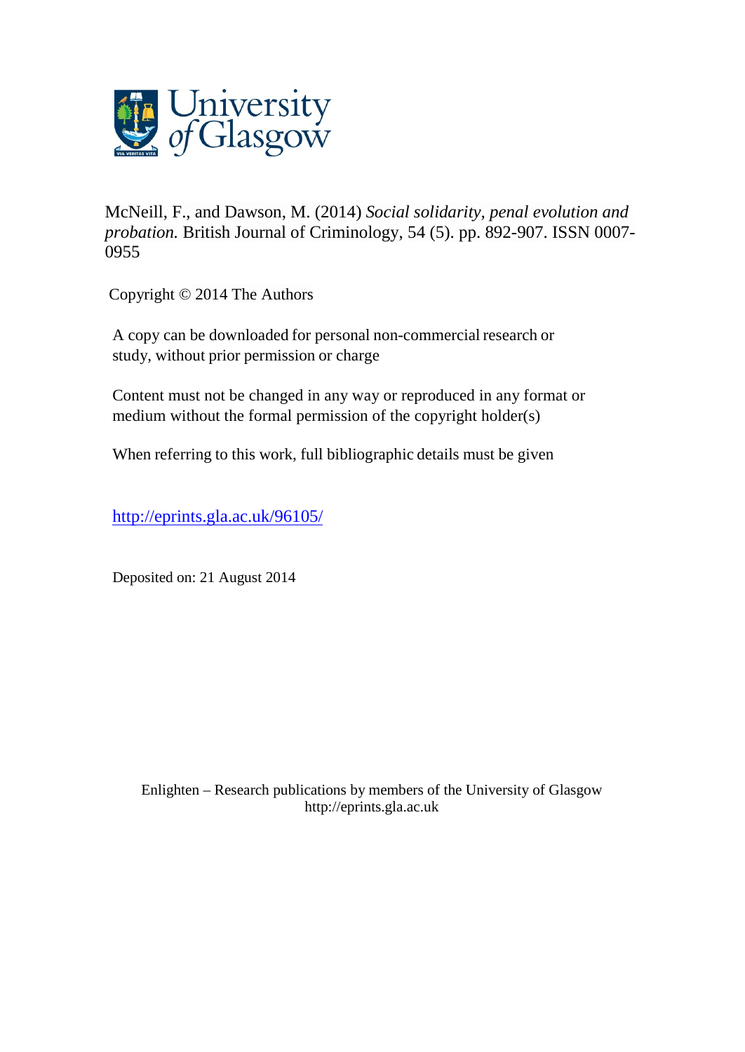McNeill, F., and Dawson, M. (2014) *Social solidarity, penal evolution and probation.* British Journal of Criminology, 54 (5). pp. 892-907. ISSN 0007-0955

Copyright © 2014 The Authors

A copy can be downloaded for personal non-commercial research or study, without prior permission or charge

Content must not be changed in any way or reproduced in any format or medium without the formal permission of the copyright holder(s)

When referring to this work, full bibliographic details must be given

http://eprints.gla.ac.uk/96105/

Deposited on: 21 August 2014

Enlighten – Research publications by members of the University of Glasgow
http://eprints.gla.ac.uk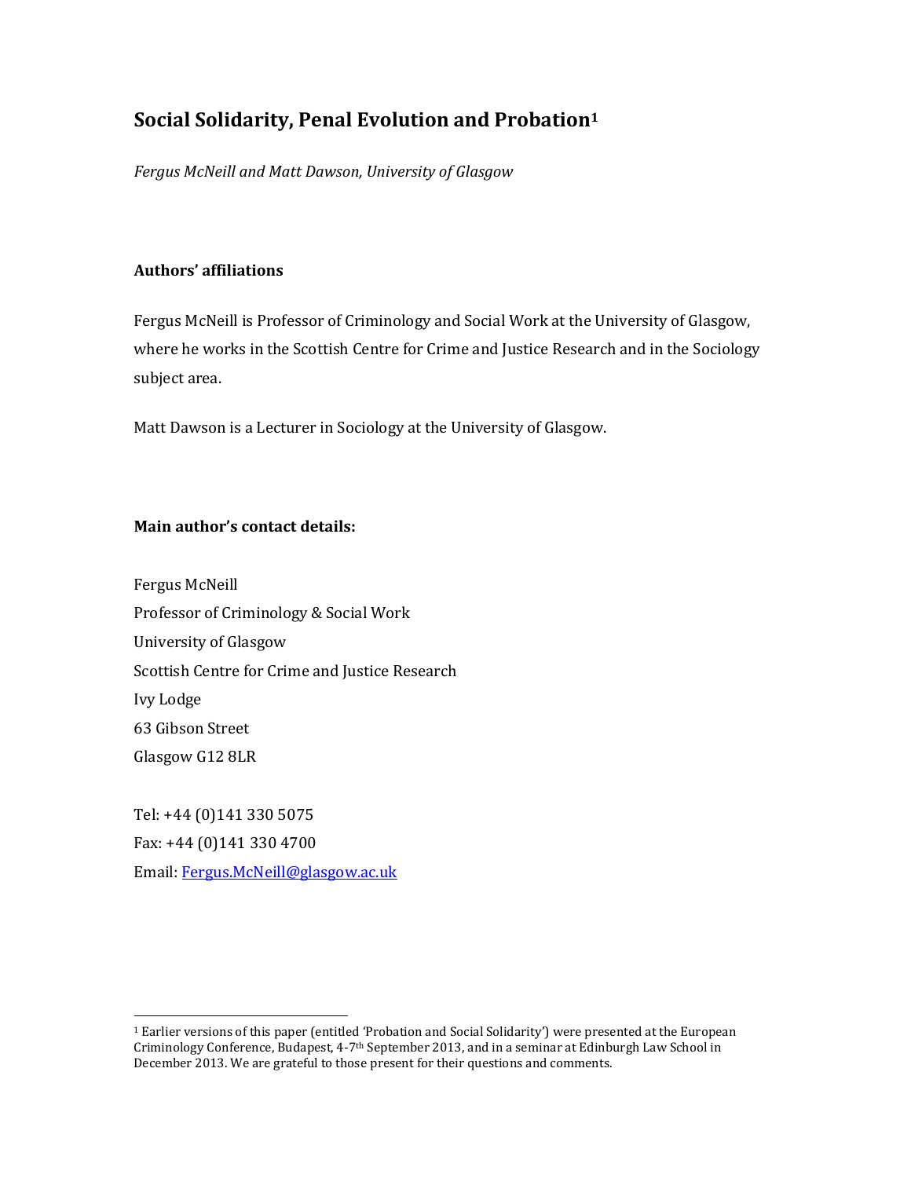# Social Solidarity, Penal Evolution and Probation[1]

*Fergus McNeill and Matt Dawson, University of Glasgow*

**Authors' affiliations**

Fergus McNeill is Professor of Criminology and Social Work at the University of Glasgow, where he works in the Scottish Centre for Crime and Justice Research and in the Sociology subject area.

Matt Dawson is a Lecturer in Sociology at the University of Glasgow.

**Main author's contact details:**

Fergus McNeill
Professor of Criminology & Social Work
University of Glasgow
Scottish Centre for Crime and Justice Research
Ivy Lodge
63 Gibson Street
Glasgow G12 8LR

Tel: +44 (0)141 330 5075
Fax: +44 (0)141 330 4700
Email: Fergus.McNeill@glasgow.ac.uk

[1] Earlier versions of this paper (entitled 'Probation and Social Solidarity') were presented at the European Criminology Conference, Budapest, 4-7th September 2013, and in a seminar at Edinburgh Law School in December 2013. We are grateful to those present for their questions and comments.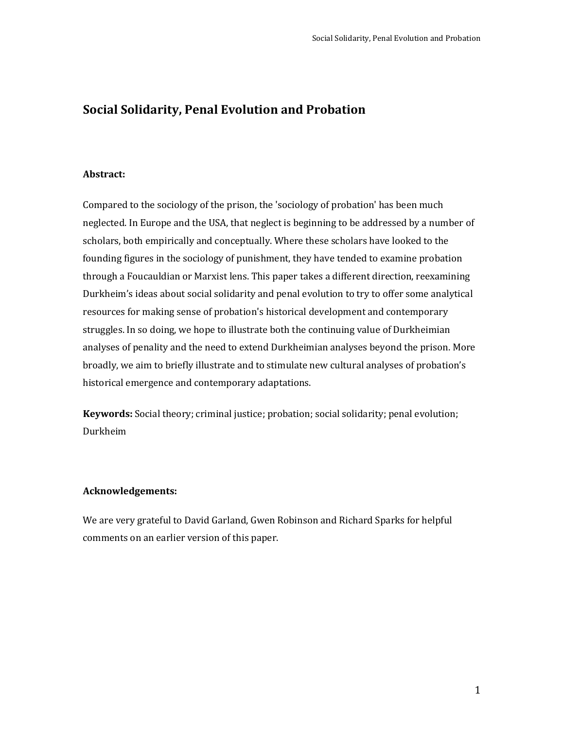# Social Solidarity, Penal Evolution and Probation

**Abstract:**

Compared to the sociology of the prison, the 'sociology of probation' has been much neglected. In Europe and the USA, that neglect is beginning to be addressed by a number of scholars, both empirically and conceptually. Where these scholars have looked to the founding figures in the sociology of punishment, they have tended to examine probation through a Foucauldian or Marxist lens. This paper takes a different direction, reexamining Durkheim's ideas about social solidarity and penal evolution to try to offer some analytical resources for making sense of probation's historical development and contemporary struggles. In so doing, we hope to illustrate both the continuing value of Durkheimian analyses of penality and the need to extend Durkheimian analyses beyond the prison. More broadly, we aim to briefly illustrate and to stimulate new cultural analyses of probation's historical emergence and contemporary adaptations.

**Keywords:** Social theory; criminal justice; probation; social solidarity; penal evolution; Durkheim

**Acknowledgements:**

We are very grateful to David Garland, Gwen Robinson and Richard Sparks for helpful comments on an earlier version of this paper.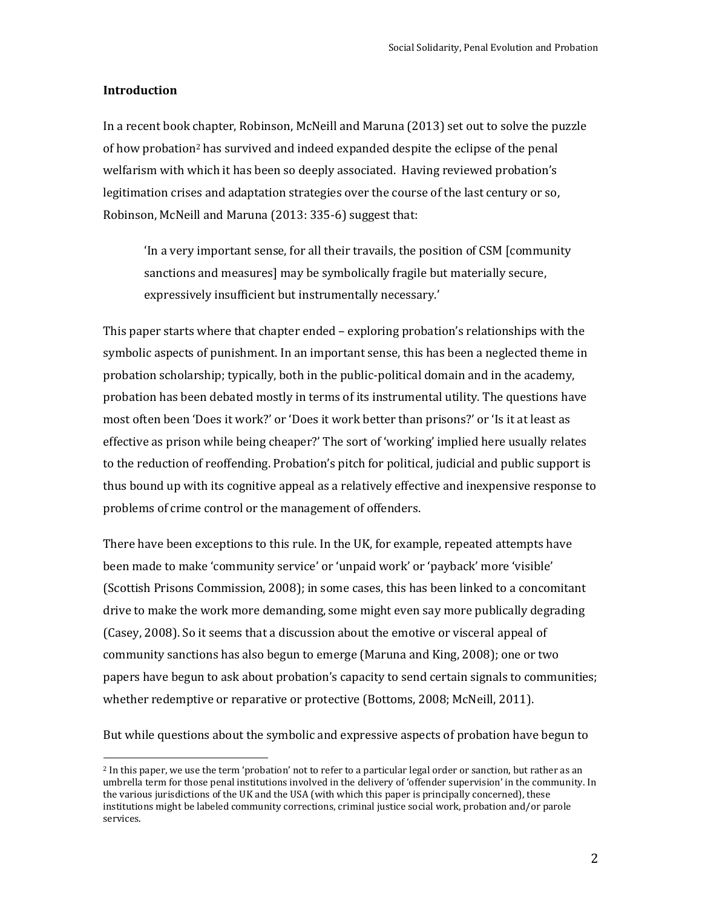**Introduction**

In a recent book chapter, Robinson, McNeill and Maruna (2013) set out to solve the puzzle of how probation[2] has survived and indeed expanded despite the eclipse of the penal welfarism with which it has been so deeply associated. Having reviewed probation's legitimation crises and adaptation strategies over the course of the last century or so, Robinson, McNeill and Maruna (2013: 335-6) suggest that:

> 'In a very important sense, for all their travails, the position of CSM [community sanctions and measures] may be symbolically fragile but materially secure, expressively insufficient but instrumentally necessary.'

This paper starts where that chapter ended – exploring probation's relationships with the symbolic aspects of punishment. In an important sense, this has been a neglected theme in probation scholarship; typically, both in the public-political domain and in the academy, probation has been debated mostly in terms of its instrumental utility. The questions have most often been 'Does it work?' or 'Does it work better than prisons?' or 'Is it at least as effective as prison while being cheaper?' The sort of 'working' implied here usually relates to the reduction of reoffending. Probation's pitch for political, judicial and public support is thus bound up with its cognitive appeal as a relatively effective and inexpensive response to problems of crime control or the management of offenders.

There have been exceptions to this rule. In the UK, for example, repeated attempts have been made to make 'community service' or 'unpaid work' or 'payback' more 'visible' (Scottish Prisons Commission, 2008); in some cases, this has been linked to a concomitant drive to make the work more demanding, some might even say more publically degrading (Casey, 2008). So it seems that a discussion about the emotive or visceral appeal of community sanctions has also begun to emerge (Maruna and King, 2008); one or two papers have begun to ask about probation's capacity to send certain signals to communities; whether redemptive or reparative or protective (Bottoms, 2008; McNeill, 2011).

But while questions about the symbolic and expressive aspects of probation have begun to

---

[2] In this paper, we use the term 'probation' not to refer to a particular legal order or sanction, but rather as an umbrella term for those penal institutions involved in the delivery of 'offender supervision' in the community. In the various jurisdictions of the UK and the USA (with which this paper is principally concerned), these institutions might be labeled community corrections, criminal justice social work, probation and/or parole services.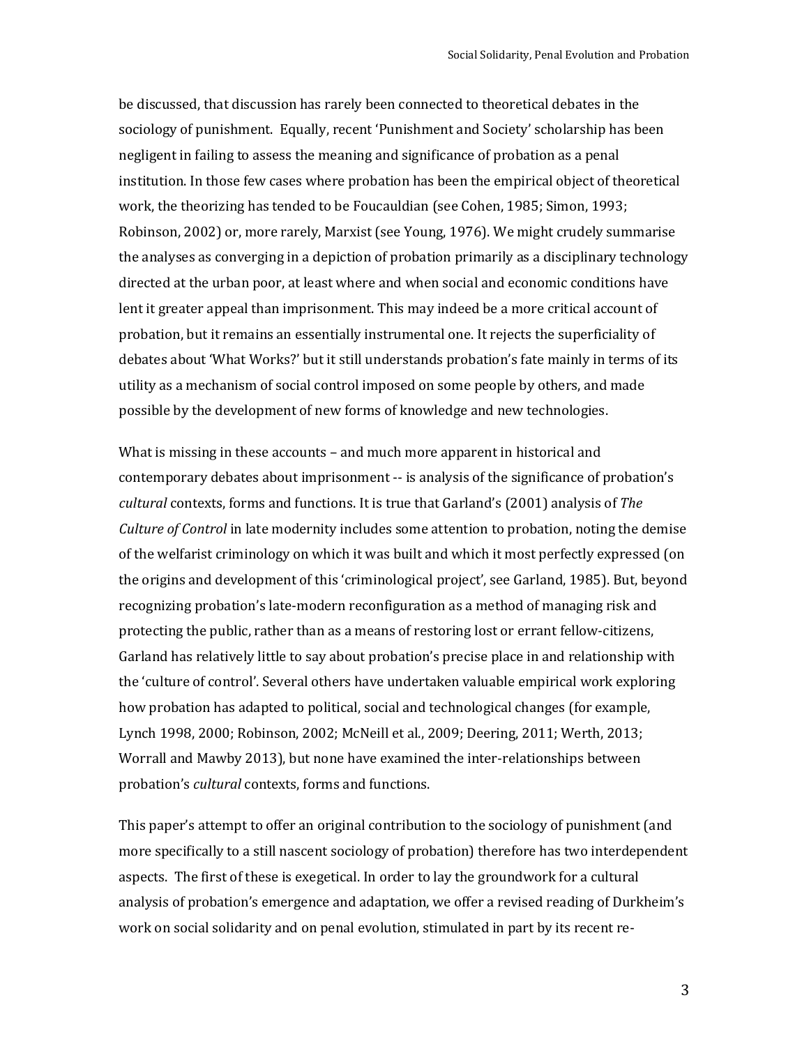be discussed, that discussion has rarely been connected to theoretical debates in the sociology of punishment. Equally, recent 'Punishment and Society' scholarship has been negligent in failing to assess the meaning and significance of probation as a penal institution. In those few cases where probation has been the empirical object of theoretical work, the theorizing has tended to be Foucauldian (see Cohen, 1985; Simon, 1993; Robinson, 2002) or, more rarely, Marxist (see Young, 1976). We might crudely summarise the analyses as converging in a depiction of probation primarily as a disciplinary technology directed at the urban poor, at least where and when social and economic conditions have lent it greater appeal than imprisonment. This may indeed be a more critical account of probation, but it remains an essentially instrumental one. It rejects the superficiality of debates about 'What Works?' but it still understands probation's fate mainly in terms of its utility as a mechanism of social control imposed on some people by others, and made possible by the development of new forms of knowledge and new technologies.

What is missing in these accounts – and much more apparent in historical and contemporary debates about imprisonment -- is analysis of the significance of probation's *cultural* contexts, forms and functions. It is true that Garland's (2001) analysis of *The Culture of Control* in late modernity includes some attention to probation, noting the demise of the welfarist criminology on which it was built and which it most perfectly expressed (on the origins and development of this 'criminological project', see Garland, 1985). But, beyond recognizing probation's late-modern reconfiguration as a method of managing risk and protecting the public, rather than as a means of restoring lost or errant fellow-citizens, Garland has relatively little to say about probation's precise place in and relationship with the 'culture of control'. Several others have undertaken valuable empirical work exploring how probation has adapted to political, social and technological changes (for example, Lynch 1998, 2000; Robinson, 2002; McNeill et al., 2009; Deering, 2011; Werth, 2013; Worrall and Mawby 2013), but none have examined the inter-relationships between probation's *cultural* contexts, forms and functions.

This paper's attempt to offer an original contribution to the sociology of punishment (and more specifically to a still nascent sociology of probation) therefore has two interdependent aspects. The first of these is exegetical. In order to lay the groundwork for a cultural analysis of probation's emergence and adaptation, we offer a revised reading of Durkheim's work on social solidarity and on penal evolution, stimulated in part by its recent re-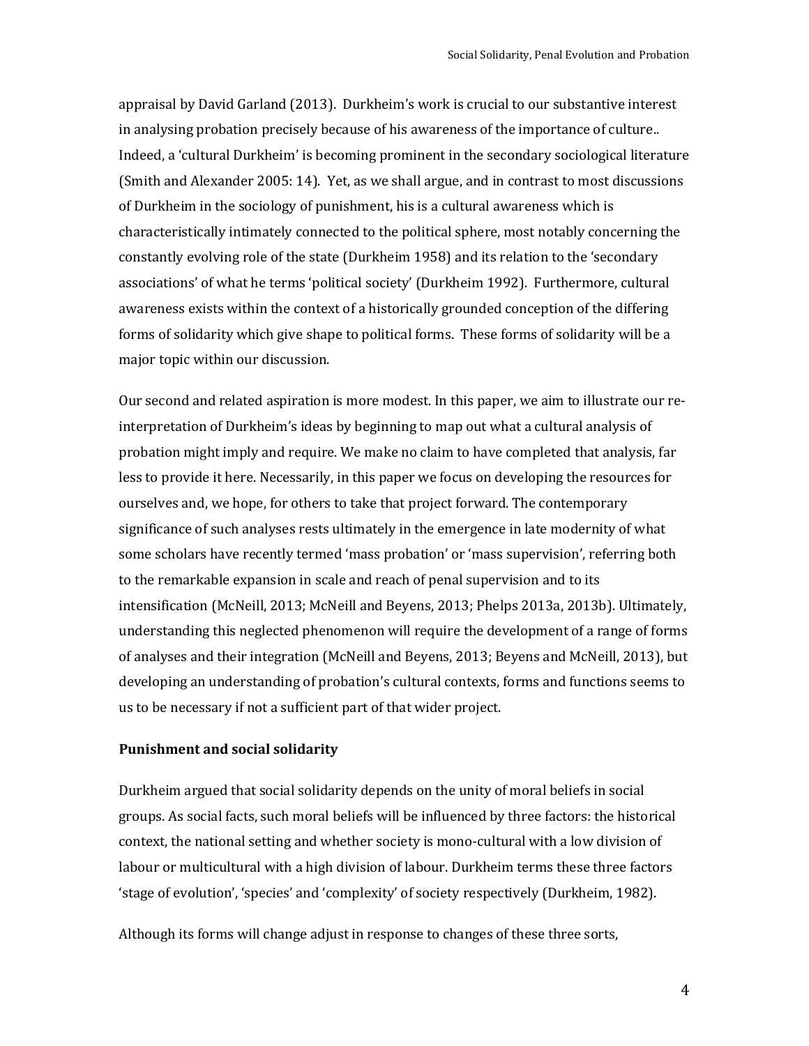appraisal by David Garland (2013). Durkheim's work is crucial to our substantive interest in analysing probation precisely because of his awareness of the importance of culture.. Indeed, a 'cultural Durkheim' is becoming prominent in the secondary sociological literature (Smith and Alexander 2005: 14). Yet, as we shall argue, and in contrast to most discussions of Durkheim in the sociology of punishment, his is a cultural awareness which is characteristically intimately connected to the political sphere, most notably concerning the constantly evolving role of the state (Durkheim 1958) and its relation to the 'secondary associations' of what he terms 'political society' (Durkheim 1992). Furthermore, cultural awareness exists within the context of a historically grounded conception of the differing forms of solidarity which give shape to political forms. These forms of solidarity will be a major topic within our discussion.

Our second and related aspiration is more modest. In this paper, we aim to illustrate our re-interpretation of Durkheim's ideas by beginning to map out what a cultural analysis of probation might imply and require. We make no claim to have completed that analysis, far less to provide it here. Necessarily, in this paper we focus on developing the resources for ourselves and, we hope, for others to take that project forward. The contemporary significance of such analyses rests ultimately in the emergence in late modernity of what some scholars have recently termed 'mass probation' or 'mass supervision', referring both to the remarkable expansion in scale and reach of penal supervision and to its intensification (McNeill, 2013; McNeill and Beyens, 2013; Phelps 2013a, 2013b). Ultimately, understanding this neglected phenomenon will require the development of a range of forms of analyses and their integration (McNeill and Beyens, 2013; Beyens and McNeill, 2013), but developing an understanding of probation's cultural contexts, forms and functions seems to us to be necessary if not a sufficient part of that wider project.

**Punishment and social solidarity**

Durkheim argued that social solidarity depends on the unity of moral beliefs in social groups. As social facts, such moral beliefs will be influenced by three factors: the historical context, the national setting and whether society is mono-cultural with a low division of labour or multicultural with a high division of labour. Durkheim terms these three factors 'stage of evolution', 'species' and 'complexity' of society respectively (Durkheim, 1982).

Although its forms will change adjust in response to changes of these three sorts,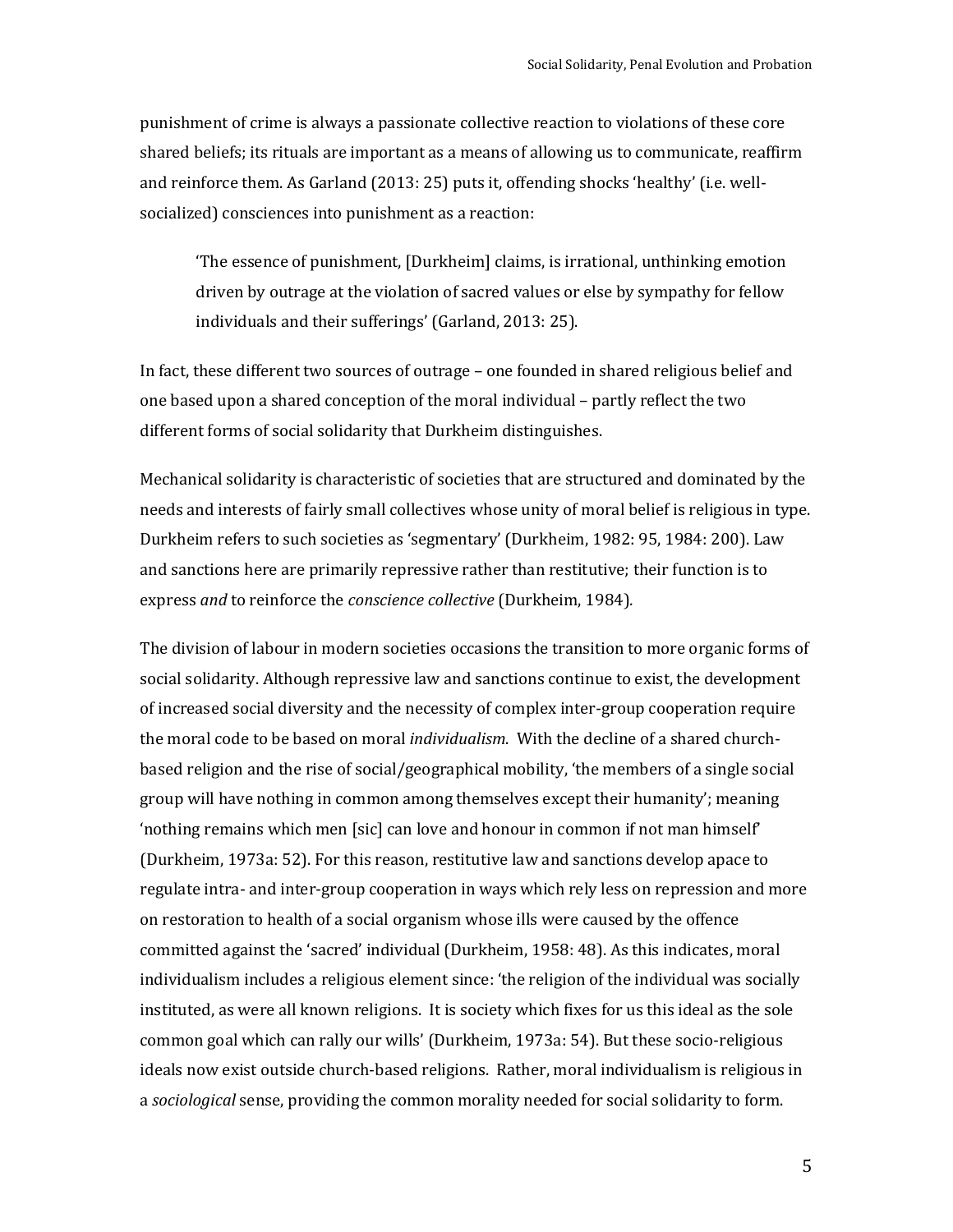punishment of crime is always a passionate collective reaction to violations of these core shared beliefs; its rituals are important as a means of allowing us to communicate, reaffirm and reinforce them. As Garland (2013: 25) puts it, offending shocks 'healthy' (i.e. well-socialized) consciences into punishment as a reaction:

> 'The essence of punishment, [Durkheim] claims, is irrational, unthinking emotion driven by outrage at the violation of sacred values or else by sympathy for fellow individuals and their sufferings' (Garland, 2013: 25).

In fact, these different two sources of outrage – one founded in shared religious belief and one based upon a shared conception of the moral individual – partly reflect the two different forms of social solidarity that Durkheim distinguishes.

Mechanical solidarity is characteristic of societies that are structured and dominated by the needs and interests of fairly small collectives whose unity of moral belief is religious in type. Durkheim refers to such societies as 'segmentary' (Durkheim, 1982: 95, 1984: 200). Law and sanctions here are primarily repressive rather than restitutive; their function is to express *and* to reinforce the *conscience collective* (Durkheim, 1984).

The division of labour in modern societies occasions the transition to more organic forms of social solidarity. Although repressive law and sanctions continue to exist, the development of increased social diversity and the necessity of complex inter-group cooperation require the moral code to be based on moral *individualism*. With the decline of a shared church-based religion and the rise of social/geographical mobility, 'the members of a single social group will have nothing in common among themselves except their humanity'; meaning 'nothing remains which men [sic] can love and honour in common if not man himself' (Durkheim, 1973a: 52). For this reason, restitutive law and sanctions develop apace to regulate intra- and inter-group cooperation in ways which rely less on repression and more on restoration to health of a social organism whose ills were caused by the offence committed against the 'sacred' individual (Durkheim, 1958: 48). As this indicates, moral individualism includes a religious element since: 'the religion of the individual was socially instituted, as were all known religions. It is society which fixes for us this ideal as the sole common goal which can rally our wills' (Durkheim, 1973a: 54). But these socio-religious ideals now exist outside church-based religions. Rather, moral individualism is religious in a *sociological* sense, providing the common morality needed for social solidarity to form.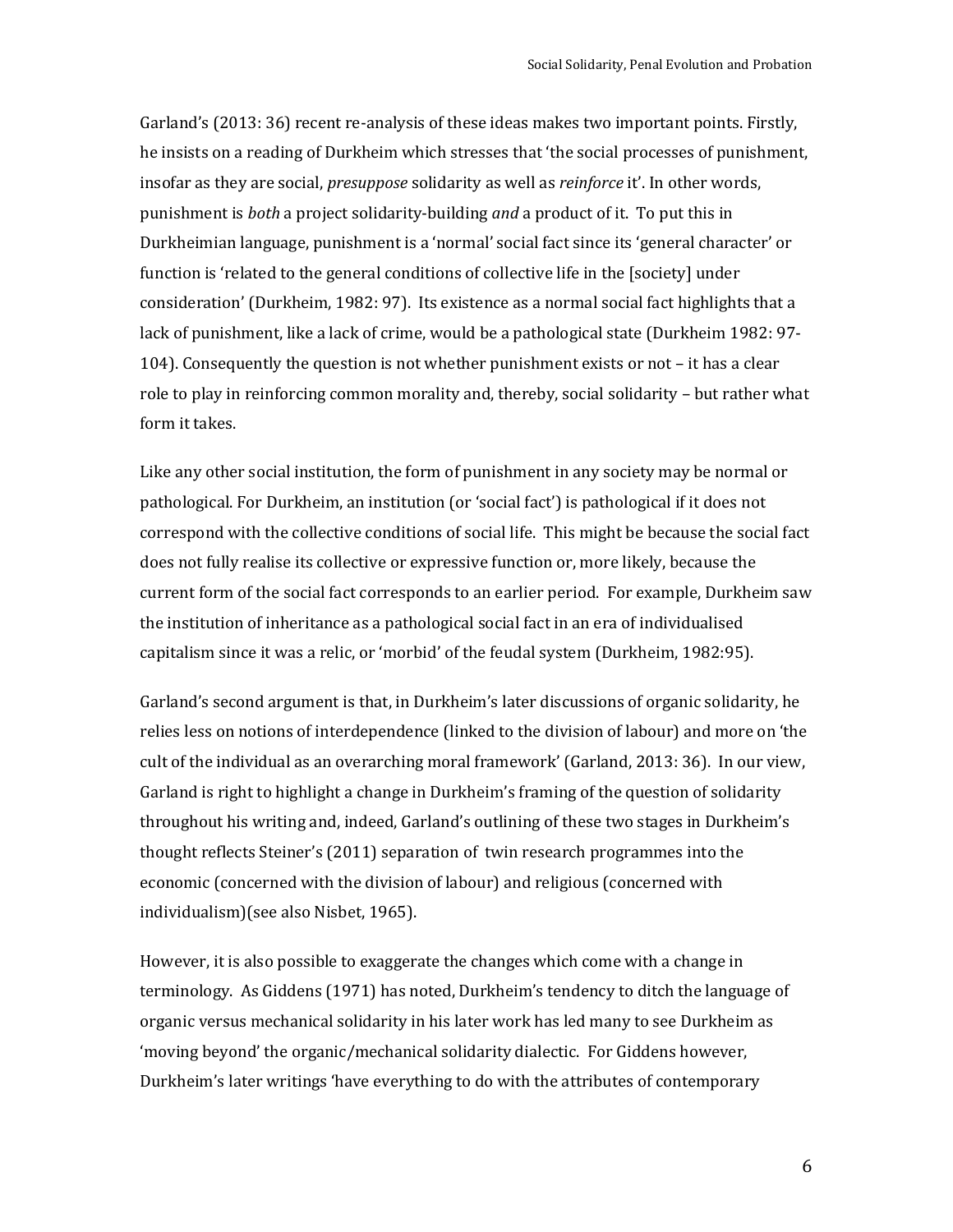Garland's (2013: 36) recent re-analysis of these ideas makes two important points. Firstly, he insists on a reading of Durkheim which stresses that 'the social processes of punishment, insofar as they are social, *presuppose* solidarity as well as *reinforce* it'. In other words, punishment is *both* a project solidarity-building *and* a product of it. To put this in Durkheimian language, punishment is a 'normal' social fact since its 'general character' or function is 'related to the general conditions of collective life in the [society] under consideration' (Durkheim, 1982: 97). Its existence as a normal social fact highlights that a lack of punishment, like a lack of crime, would be a pathological state (Durkheim 1982: 97-104). Consequently the question is not whether punishment exists or not – it has a clear role to play in reinforcing common morality and, thereby, social solidarity – but rather what form it takes.

Like any other social institution, the form of punishment in any society may be normal or pathological. For Durkheim, an institution (or 'social fact') is pathological if it does not correspond with the collective conditions of social life. This might be because the social fact does not fully realise its collective or expressive function or, more likely, because the current form of the social fact corresponds to an earlier period. For example, Durkheim saw the institution of inheritance as a pathological social fact in an era of individualised capitalism since it was a relic, or 'morbid' of the feudal system (Durkheim, 1982:95).

Garland's second argument is that, in Durkheim's later discussions of organic solidarity, he relies less on notions of interdependence (linked to the division of labour) and more on 'the cult of the individual as an overarching moral framework' (Garland, 2013: 36). In our view, Garland is right to highlight a change in Durkheim's framing of the question of solidarity throughout his writing and, indeed, Garland's outlining of these two stages in Durkheim's thought reflects Steiner's (2011) separation of twin research programmes into the economic (concerned with the division of labour) and religious (concerned with individualism)(see also Nisbet, 1965).

However, it is also possible to exaggerate the changes which come with a change in terminology. As Giddens (1971) has noted, Durkheim's tendency to ditch the language of organic versus mechanical solidarity in his later work has led many to see Durkheim as 'moving beyond' the organic/mechanical solidarity dialectic. For Giddens however, Durkheim's later writings 'have everything to do with the attributes of contemporary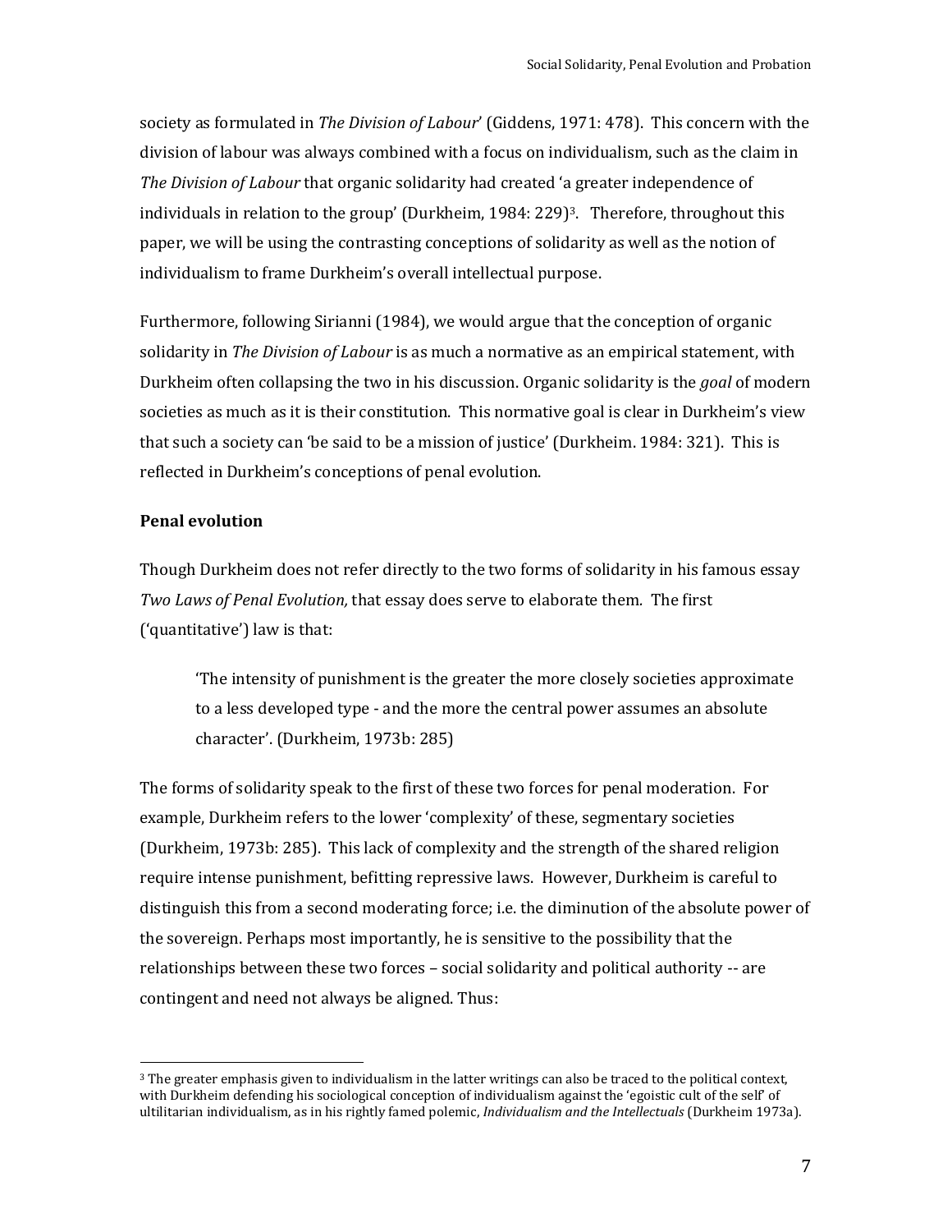society as formulated in *The Division of Labour*' (Giddens, 1971: 478). This concern with the division of labour was always combined with a focus on individualism, such as the claim in *The Division of Labour* that organic solidarity had created 'a greater independence of individuals in relation to the group' (Durkheim, 1984: 229)[3]. Therefore, throughout this paper, we will be using the contrasting conceptions of solidarity as well as the notion of individualism to frame Durkheim's overall intellectual purpose.

Furthermore, following Sirianni (1984), we would argue that the conception of organic solidarity in *The Division of Labour* is as much a normative as an empirical statement, with Durkheim often collapsing the two in his discussion. Organic solidarity is the *goal* of modern societies as much as it is their constitution. This normative goal is clear in Durkheim's view that such a society can 'be said to be a mission of justice' (Durkheim. 1984: 321). This is reflected in Durkheim's conceptions of penal evolution.

**Penal evolution**

Though Durkheim does not refer directly to the two forms of solidarity in his famous essay *Two Laws of Penal Evolution,* that essay does serve to elaborate them. The first ('quantitative') law is that:

> 'The intensity of punishment is the greater the more closely societies approximate to a less developed type - and the more the central power assumes an absolute character'. (Durkheim, 1973b: 285)

The forms of solidarity speak to the first of these two forces for penal moderation. For example, Durkheim refers to the lower 'complexity' of these, segmentary societies (Durkheim, 1973b: 285). This lack of complexity and the strength of the shared religion require intense punishment, befitting repressive laws. However, Durkheim is careful to distinguish this from a second moderating force; i.e. the diminution of the absolute power of the sovereign. Perhaps most importantly, he is sensitive to the possibility that the relationships between these two forces – social solidarity and political authority -- are contingent and need not always be aligned. Thus:

[3] The greater emphasis given to individualism in the latter writings can also be traced to the political context, with Durkheim defending his sociological conception of individualism against the 'egoistic cult of the self' of ultilitarian individualism, as in his rightly famed polemic, *Individualism and the Intellectuals* (Durkheim 1973a).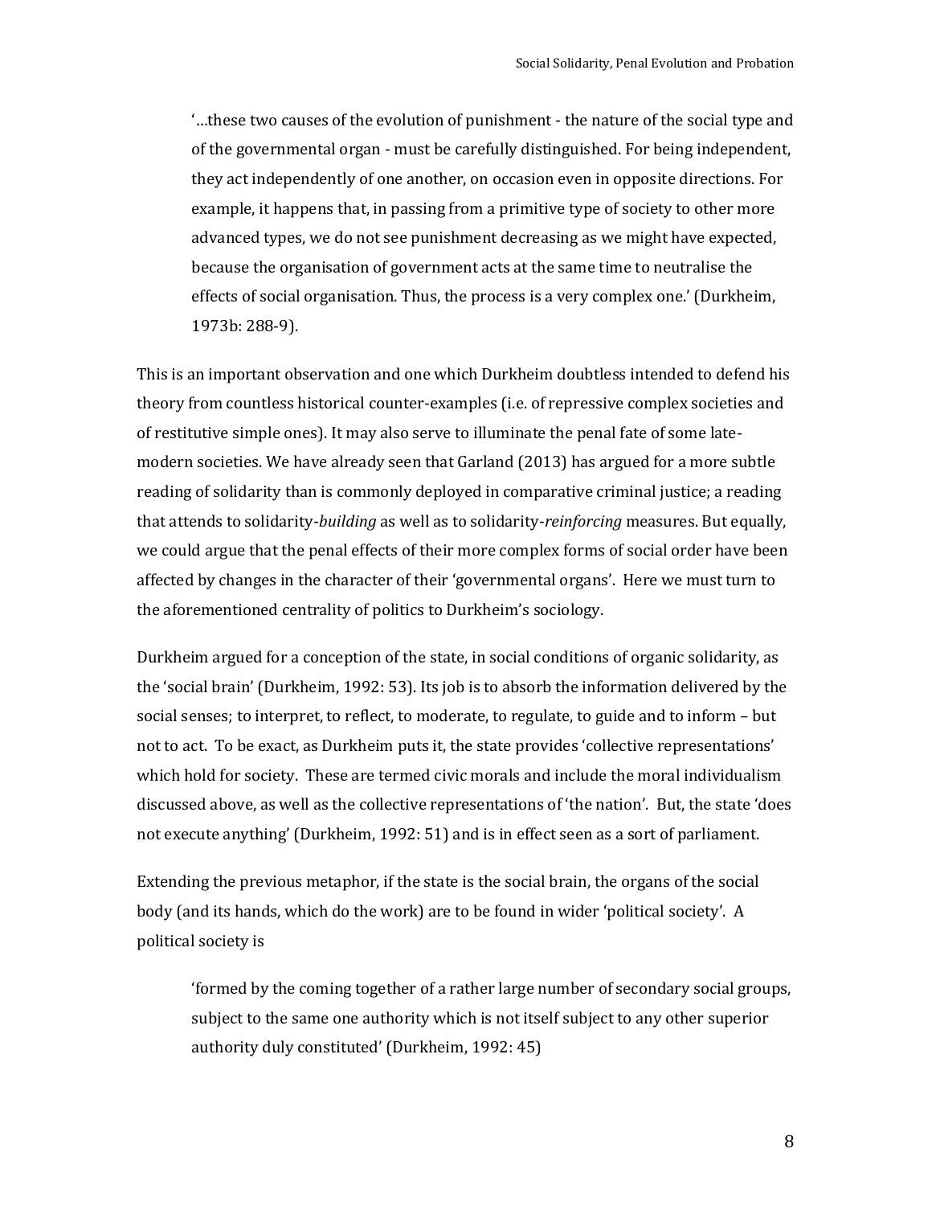> '…these two causes of the evolution of punishment - the nature of the social type and of the governmental organ - must be carefully distinguished. For being independent, they act independently of one another, on occasion even in opposite directions. For example, it happens that, in passing from a primitive type of society to other more advanced types, we do not see punishment decreasing as we might have expected, because the organisation of government acts at the same time to neutralise the effects of social organisation. Thus, the process is a very complex one.' (Durkheim, 1973b: 288-9).

This is an important observation and one which Durkheim doubtless intended to defend his theory from countless historical counter-examples (i.e. of repressive complex societies and of restitutive simple ones). It may also serve to illuminate the penal fate of some late-modern societies. We have already seen that Garland (2013) has argued for a more subtle reading of solidarity than is commonly deployed in comparative criminal justice; a reading that attends to solidarity-*building* as well as to solidarity-*reinforcing* measures. But equally, we could argue that the penal effects of their more complex forms of social order have been affected by changes in the character of their 'governmental organs'. Here we must turn to the aforementioned centrality of politics to Durkheim's sociology.

Durkheim argued for a conception of the state, in social conditions of organic solidarity, as the 'social brain' (Durkheim, 1992: 53). Its job is to absorb the information delivered by the social senses; to interpret, to reflect, to moderate, to regulate, to guide and to inform – but not to act. To be exact, as Durkheim puts it, the state provides 'collective representations' which hold for society. These are termed civic morals and include the moral individualism discussed above, as well as the collective representations of 'the nation'. But, the state 'does not execute anything' (Durkheim, 1992: 51) and is in effect seen as a sort of parliament.

Extending the previous metaphor, if the state is the social brain, the organs of the social body (and its hands, which do the work) are to be found in wider 'political society'. A political society is

> 'formed by the coming together of a rather large number of secondary social groups, subject to the same one authority which is not itself subject to any other superior authority duly constituted' (Durkheim, 1992: 45)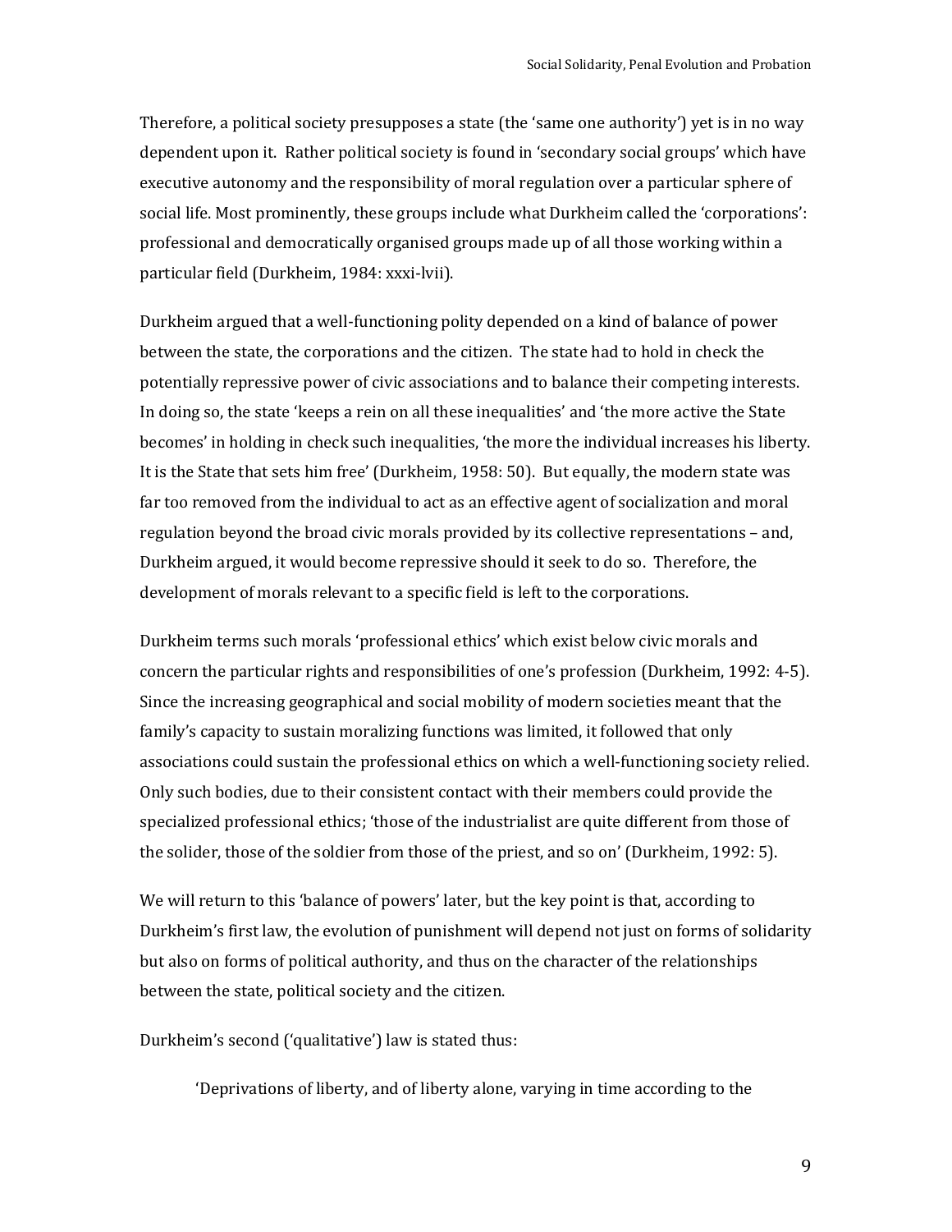Therefore, a political society presupposes a state (the 'same one authority') yet is in no way dependent upon it. Rather political society is found in 'secondary social groups' which have executive autonomy and the responsibility of moral regulation over a particular sphere of social life. Most prominently, these groups include what Durkheim called the 'corporations': professional and democratically organised groups made up of all those working within a particular field (Durkheim, 1984: xxxi-lvii).

Durkheim argued that a well-functioning polity depended on a kind of balance of power between the state, the corporations and the citizen. The state had to hold in check the potentially repressive power of civic associations and to balance their competing interests. In doing so, the state 'keeps a rein on all these inequalities' and 'the more active the State becomes' in holding in check such inequalities, 'the more the individual increases his liberty. It is the State that sets him free' (Durkheim, 1958: 50). But equally, the modern state was far too removed from the individual to act as an effective agent of socialization and moral regulation beyond the broad civic morals provided by its collective representations – and, Durkheim argued, it would become repressive should it seek to do so. Therefore, the development of morals relevant to a specific field is left to the corporations.

Durkheim terms such morals 'professional ethics' which exist below civic morals and concern the particular rights and responsibilities of one's profession (Durkheim, 1992: 4-5). Since the increasing geographical and social mobility of modern societies meant that the family's capacity to sustain moralizing functions was limited, it followed that only associations could sustain the professional ethics on which a well-functioning society relied. Only such bodies, due to their consistent contact with their members could provide the specialized professional ethics; 'those of the industrialist are quite different from those of the solider, those of the soldier from those of the priest, and so on' (Durkheim, 1992: 5).

We will return to this 'balance of powers' later, but the key point is that, according to Durkheim's first law, the evolution of punishment will depend not just on forms of solidarity but also on forms of political authority, and thus on the character of the relationships between the state, political society and the citizen.

Durkheim's second ('qualitative') law is stated thus:

> 'Deprivations of liberty, and of liberty alone, varying in time according to the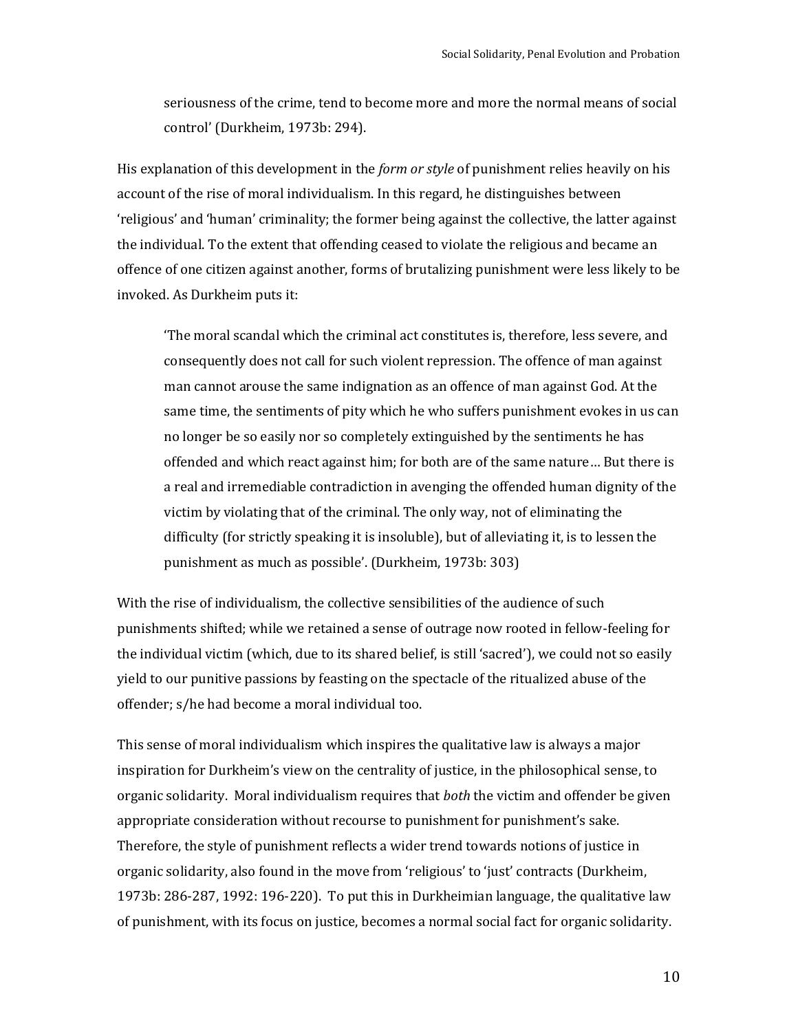> seriousness of the crime, tend to become more and more the normal means of social control' (Durkheim, 1973b: 294).

His explanation of this development in the *form or style* of punishment relies heavily on his account of the rise of moral individualism. In this regard, he distinguishes between 'religious' and 'human' criminality; the former being against the collective, the latter against the individual. To the extent that offending ceased to violate the religious and became an offence of one citizen against another, forms of brutalizing punishment were less likely to be invoked. As Durkheim puts it:

> 'The moral scandal which the criminal act constitutes is, therefore, less severe, and consequently does not call for such violent repression. The offence of man against man cannot arouse the same indignation as an offence of man against God. At the same time, the sentiments of pity which he who suffers punishment evokes in us can no longer be so easily nor so completely extinguished by the sentiments he has offended and which react against him; for both are of the same nature… But there is a real and irremediable contradiction in avenging the offended human dignity of the victim by violating that of the criminal. The only way, not of eliminating the difficulty (for strictly speaking it is insoluble), but of alleviating it, is to lessen the punishment as much as possible'. (Durkheim, 1973b: 303)

With the rise of individualism, the collective sensibilities of the audience of such punishments shifted; while we retained a sense of outrage now rooted in fellow-feeling for the individual victim (which, due to its shared belief, is still 'sacred'), we could not so easily yield to our punitive passions by feasting on the spectacle of the ritualized abuse of the offender; s/he had become a moral individual too.

This sense of moral individualism which inspires the qualitative law is always a major inspiration for Durkheim's view on the centrality of justice, in the philosophical sense, to organic solidarity. Moral individualism requires that *both* the victim and offender be given appropriate consideration without recourse to punishment for punishment's sake. Therefore, the style of punishment reflects a wider trend towards notions of justice in organic solidarity, also found in the move from 'religious' to 'just' contracts (Durkheim, 1973b: 286-287, 1992: 196-220). To put this in Durkheimian language, the qualitative law of punishment, with its focus on justice, becomes a normal social fact for organic solidarity.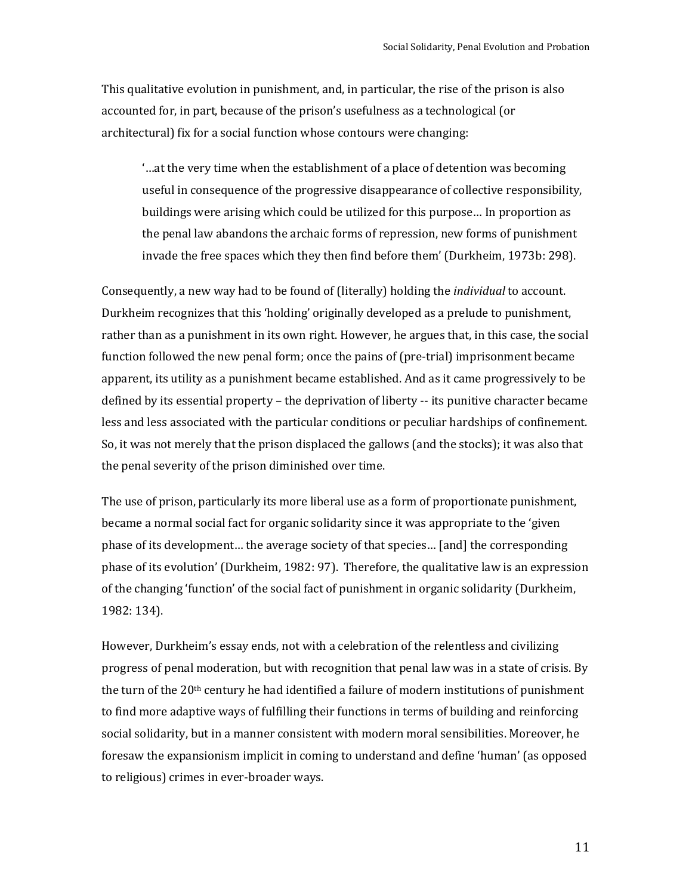This qualitative evolution in punishment, and, in particular, the rise of the prison is also accounted for, in part, because of the prison's usefulness as a technological (or architectural) fix for a social function whose contours were changing:

> '…at the very time when the establishment of a place of detention was becoming useful in consequence of the progressive disappearance of collective responsibility, buildings were arising which could be utilized for this purpose… In proportion as the penal law abandons the archaic forms of repression, new forms of punishment invade the free spaces which they then find before them' (Durkheim, 1973b: 298).

Consequently, a new way had to be found of (literally) holding the *individual* to account. Durkheim recognizes that this 'holding' originally developed as a prelude to punishment, rather than as a punishment in its own right. However, he argues that, in this case, the social function followed the new penal form; once the pains of (pre-trial) imprisonment became apparent, its utility as a punishment became established. And as it came progressively to be defined by its essential property – the deprivation of liberty -- its punitive character became less and less associated with the particular conditions or peculiar hardships of confinement. So, it was not merely that the prison displaced the gallows (and the stocks); it was also that the penal severity of the prison diminished over time.

The use of prison, particularly its more liberal use as a form of proportionate punishment, became a normal social fact for organic solidarity since it was appropriate to the 'given phase of its development… the average society of that species… [and] the corresponding phase of its evolution' (Durkheim, 1982: 97). Therefore, the qualitative law is an expression of the changing 'function' of the social fact of punishment in organic solidarity (Durkheim, 1982: 134).

However, Durkheim's essay ends, not with a celebration of the relentless and civilizing progress of penal moderation, but with recognition that penal law was in a state of crisis. By the turn of the 20th century he had identified a failure of modern institutions of punishment to find more adaptive ways of fulfilling their functions in terms of building and reinforcing social solidarity, but in a manner consistent with modern moral sensibilities. Moreover, he foresaw the expansionism implicit in coming to understand and define 'human' (as opposed to religious) crimes in ever-broader ways.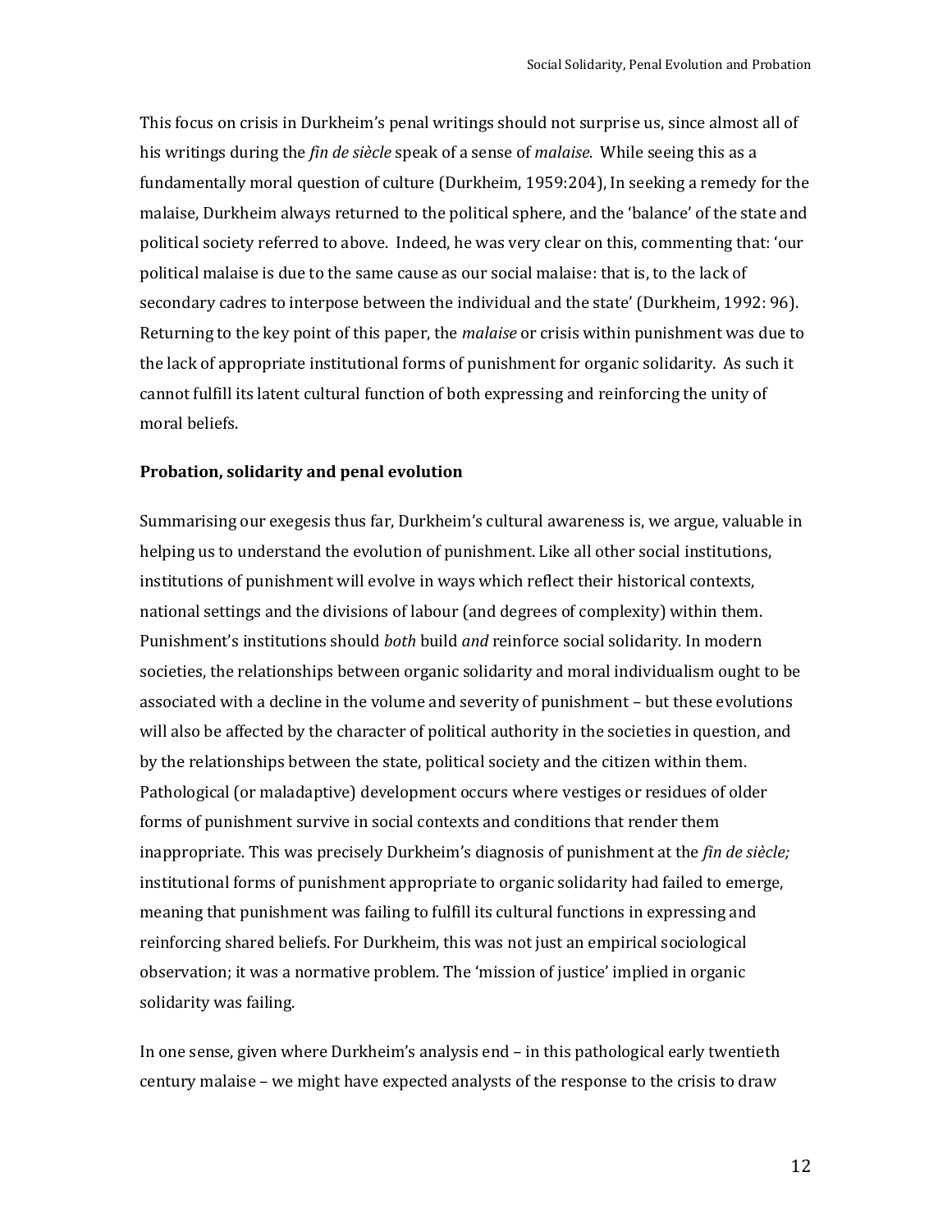This focus on crisis in Durkheim's penal writings should not surprise us, since almost all of his writings during the *fin de siècle* speak of a sense of *malaise.* While seeing this as a fundamentally moral question of culture (Durkheim, 1959:204), In seeking a remedy for the malaise, Durkheim always returned to the political sphere, and the 'balance' of the state and political society referred to above. Indeed, he was very clear on this, commenting that: 'our political malaise is due to the same cause as our social malaise: that is, to the lack of secondary cadres to interpose between the individual and the state' (Durkheim, 1992: 96). Returning to the key point of this paper, the *malaise* or crisis within punishment was due to the lack of appropriate institutional forms of punishment for organic solidarity. As such it cannot fulfill its latent cultural function of both expressing and reinforcing the unity of moral beliefs.

**Probation, solidarity and penal evolution**

Summarising our exegesis thus far, Durkheim's cultural awareness is, we argue, valuable in helping us to understand the evolution of punishment. Like all other social institutions, institutions of punishment will evolve in ways which reflect their historical contexts, national settings and the divisions of labour (and degrees of complexity) within them. Punishment's institutions should *both* build *and* reinforce social solidarity. In modern societies, the relationships between organic solidarity and moral individualism ought to be associated with a decline in the volume and severity of punishment – but these evolutions will also be affected by the character of political authority in the societies in question, and by the relationships between the state, political society and the citizen within them. Pathological (or maladaptive) development occurs where vestiges or residues of older forms of punishment survive in social contexts and conditions that render them inappropriate. This was precisely Durkheim's diagnosis of punishment at the *fin de siècle;* institutional forms of punishment appropriate to organic solidarity had failed to emerge, meaning that punishment was failing to fulfill its cultural functions in expressing and reinforcing shared beliefs. For Durkheim, this was not just an empirical sociological observation; it was a normative problem. The 'mission of justice' implied in organic solidarity was failing.

In one sense, given where Durkheim's analysis end – in this pathological early twentieth century malaise – we might have expected analysts of the response to the crisis to draw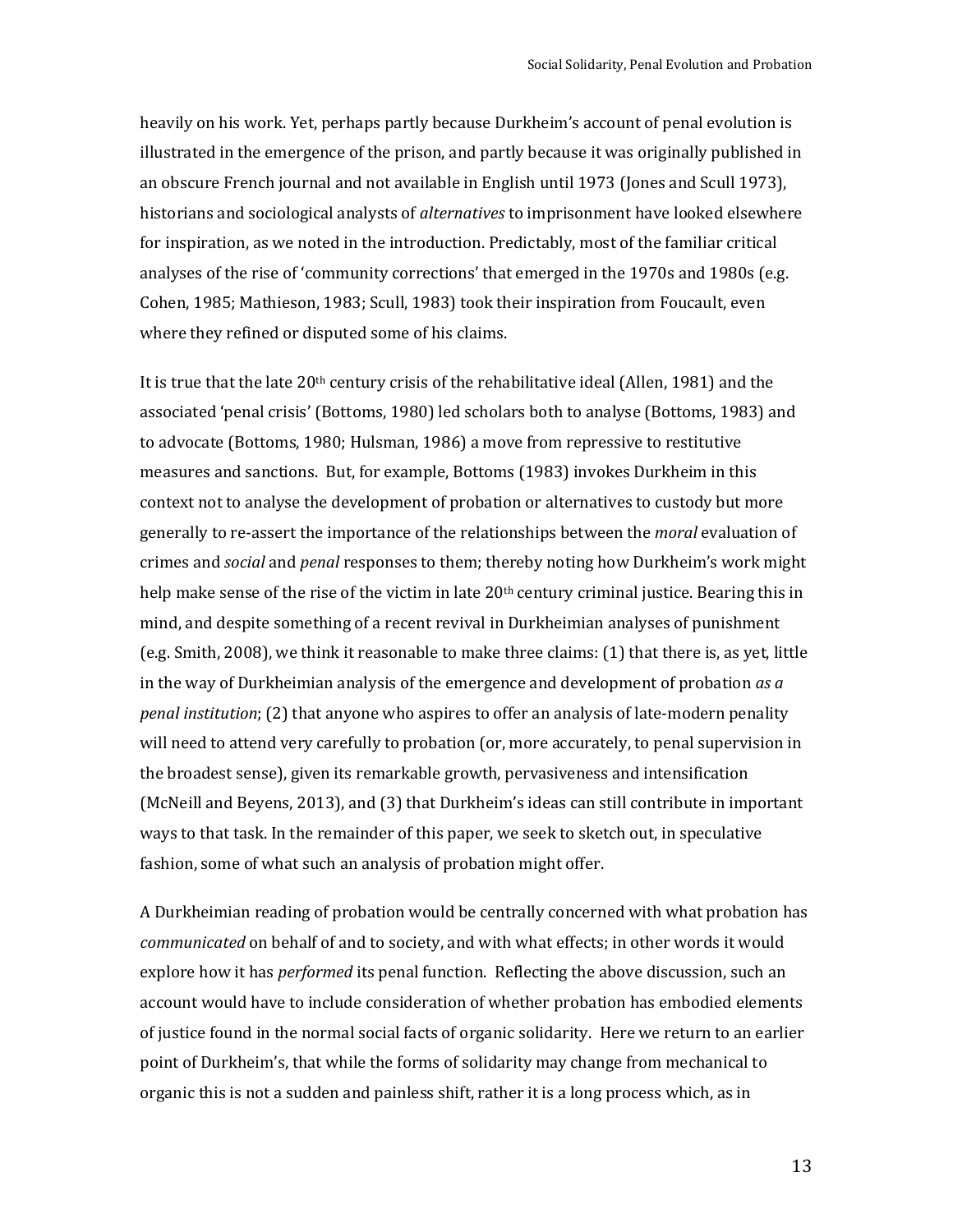heavily on his work. Yet, perhaps partly because Durkheim's account of penal evolution is illustrated in the emergence of the prison, and partly because it was originally published in an obscure French journal and not available in English until 1973 (Jones and Scull 1973), historians and sociological analysts of *alternatives* to imprisonment have looked elsewhere for inspiration, as we noted in the introduction. Predictably, most of the familiar critical analyses of the rise of 'community corrections' that emerged in the 1970s and 1980s (e.g. Cohen, 1985; Mathieson, 1983; Scull, 1983) took their inspiration from Foucault, even where they refined or disputed some of his claims.

It is true that the late 20th century crisis of the rehabilitative ideal (Allen, 1981) and the associated 'penal crisis' (Bottoms, 1980) led scholars both to analyse (Bottoms, 1983) and to advocate (Bottoms, 1980; Hulsman, 1986) a move from repressive to restitutive measures and sanctions. But, for example, Bottoms (1983) invokes Durkheim in this context not to analyse the development of probation or alternatives to custody but more generally to re-assert the importance of the relationships between the *moral* evaluation of crimes and *social* and *penal* responses to them; thereby noting how Durkheim's work might help make sense of the rise of the victim in late 20th century criminal justice. Bearing this in mind, and despite something of a recent revival in Durkheimian analyses of punishment (e.g. Smith, 2008), we think it reasonable to make three claims: (1) that there is, as yet, little in the way of Durkheimian analysis of the emergence and development of probation *as a penal institution*; (2) that anyone who aspires to offer an analysis of late-modern penality will need to attend very carefully to probation (or, more accurately, to penal supervision in the broadest sense), given its remarkable growth, pervasiveness and intensification (McNeill and Beyens, 2013), and (3) that Durkheim's ideas can still contribute in important ways to that task. In the remainder of this paper, we seek to sketch out, in speculative fashion, some of what such an analysis of probation might offer.

A Durkheimian reading of probation would be centrally concerned with what probation has *communicated* on behalf of and to society, and with what effects; in other words it would explore how it has *performed* its penal function. Reflecting the above discussion, such an account would have to include consideration of whether probation has embodied elements of justice found in the normal social facts of organic solidarity. Here we return to an earlier point of Durkheim's, that while the forms of solidarity may change from mechanical to organic this is not a sudden and painless shift, rather it is a long process which, as in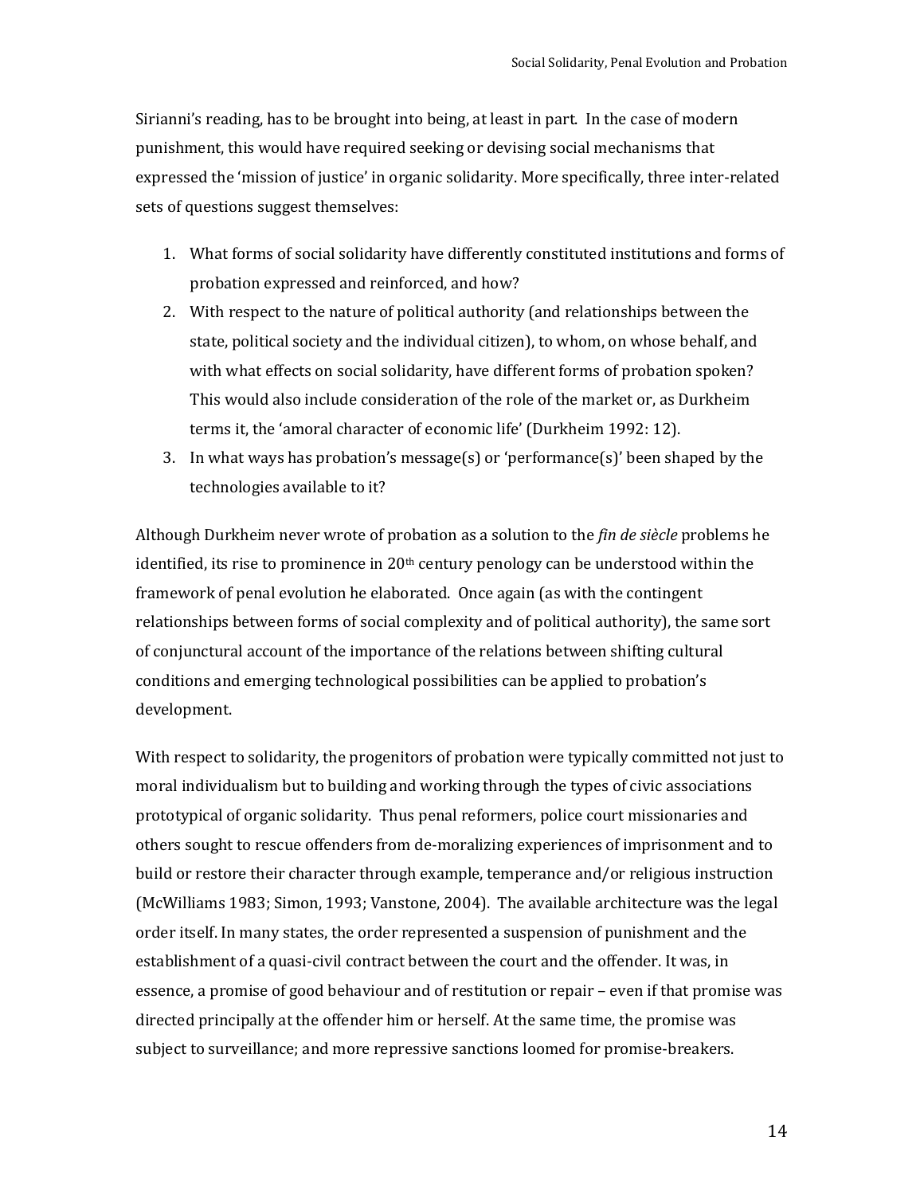Sirianni's reading, has to be brought into being, at least in part. In the case of modern punishment, this would have required seeking or devising social mechanisms that expressed the 'mission of justice' in organic solidarity. More specifically, three inter-related sets of questions suggest themselves:

1. What forms of social solidarity have differently constituted institutions and forms of probation expressed and reinforced, and how?
2. With respect to the nature of political authority (and relationships between the state, political society and the individual citizen), to whom, on whose behalf, and with what effects on social solidarity, have different forms of probation spoken? This would also include consideration of the role of the market or, as Durkheim terms it, the 'amoral character of economic life' (Durkheim 1992: 12).
3. In what ways has probation's message(s) or 'performance(s)' been shaped by the technologies available to it?

Although Durkheim never wrote of probation as a solution to the *fin de siècle* problems he identified, its rise to prominence in 20th century penology can be understood within the framework of penal evolution he elaborated. Once again (as with the contingent relationships between forms of social complexity and of political authority), the same sort of conjunctural account of the importance of the relations between shifting cultural conditions and emerging technological possibilities can be applied to probation's development.

With respect to solidarity, the progenitors of probation were typically committed not just to moral individualism but to building and working through the types of civic associations prototypical of organic solidarity. Thus penal reformers, police court missionaries and others sought to rescue offenders from de-moralizing experiences of imprisonment and to build or restore their character through example, temperance and/or religious instruction (McWilliams 1983; Simon, 1993; Vanstone, 2004). The available architecture was the legal order itself. In many states, the order represented a suspension of punishment and the establishment of a quasi-civil contract between the court and the offender. It was, in essence, a promise of good behaviour and of restitution or repair – even if that promise was directed principally at the offender him or herself. At the same time, the promise was subject to surveillance; and more repressive sanctions loomed for promise-breakers.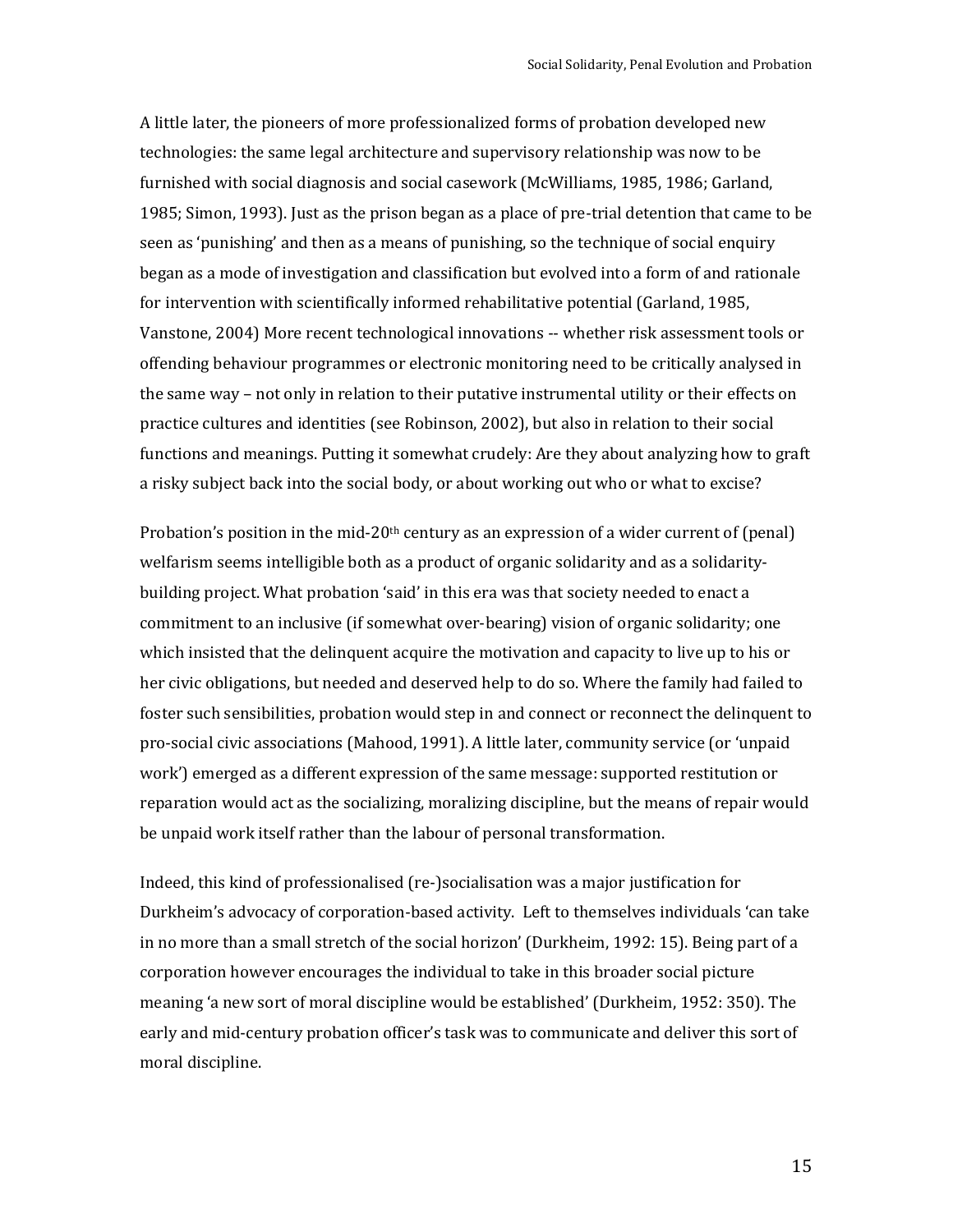A little later, the pioneers of more professionalized forms of probation developed new technologies: the same legal architecture and supervisory relationship was now to be furnished with social diagnosis and social casework (McWilliams, 1985, 1986; Garland, 1985; Simon, 1993). Just as the prison began as a place of pre-trial detention that came to be seen as 'punishing' and then as a means of punishing, so the technique of social enquiry began as a mode of investigation and classification but evolved into a form of and rationale for intervention with scientifically informed rehabilitative potential (Garland, 1985, Vanstone, 2004) More recent technological innovations -- whether risk assessment tools or offending behaviour programmes or electronic monitoring need to be critically analysed in the same way – not only in relation to their putative instrumental utility or their effects on practice cultures and identities (see Robinson, 2002), but also in relation to their social functions and meanings. Putting it somewhat crudely: Are they about analyzing how to graft a risky subject back into the social body, or about working out who or what to excise?

Probation's position in the mid-20th century as an expression of a wider current of (penal) welfarism seems intelligible both as a product of organic solidarity and as a solidarity-building project. What probation 'said' in this era was that society needed to enact a commitment to an inclusive (if somewhat over-bearing) vision of organic solidarity; one which insisted that the delinquent acquire the motivation and capacity to live up to his or her civic obligations, but needed and deserved help to do so. Where the family had failed to foster such sensibilities, probation would step in and connect or reconnect the delinquent to pro-social civic associations (Mahood, 1991). A little later, community service (or 'unpaid work') emerged as a different expression of the same message: supported restitution or reparation would act as the socializing, moralizing discipline, but the means of repair would be unpaid work itself rather than the labour of personal transformation.

Indeed, this kind of professionalised (re-)socialisation was a major justification for Durkheim's advocacy of corporation-based activity. Left to themselves individuals 'can take in no more than a small stretch of the social horizon' (Durkheim, 1992: 15). Being part of a corporation however encourages the individual to take in this broader social picture meaning 'a new sort of moral discipline would be established' (Durkheim, 1952: 350). The early and mid-century probation officer's task was to communicate and deliver this sort of moral discipline.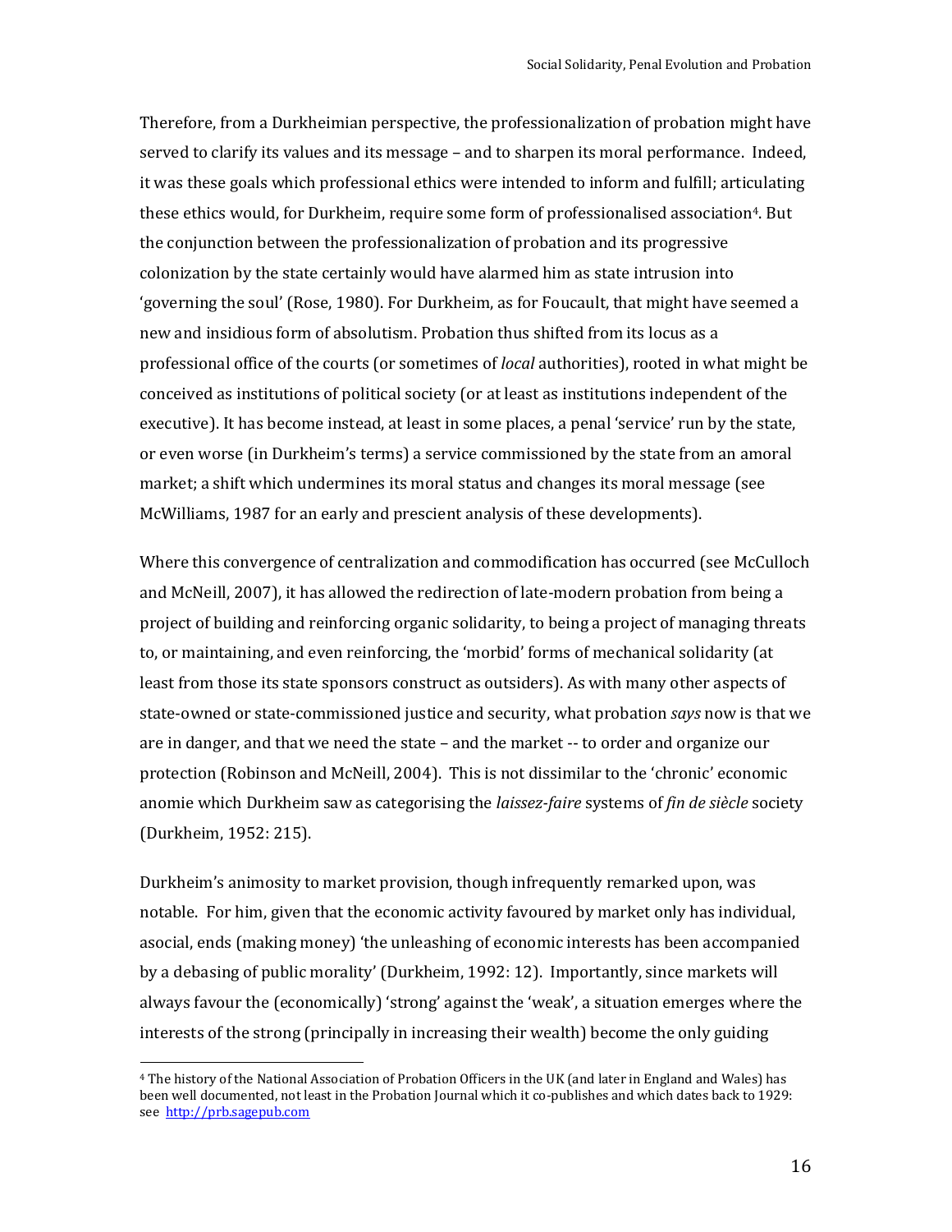Therefore, from a Durkheimian perspective, the professionalization of probation might have served to clarify its values and its message – and to sharpen its moral performance. Indeed, it was these goals which professional ethics were intended to inform and fulfill; articulating these ethics would, for Durkheim, require some form of professionalised association[4]. But the conjunction between the professionalization of probation and its progressive colonization by the state certainly would have alarmed him as state intrusion into 'governing the soul' (Rose, 1980). For Durkheim, as for Foucault, that might have seemed a new and insidious form of absolutism. Probation thus shifted from its locus as a professional office of the courts (or sometimes of *local* authorities), rooted in what might be conceived as institutions of political society (or at least as institutions independent of the executive). It has become instead, at least in some places, a penal 'service' run by the state, or even worse (in Durkheim's terms) a service commissioned by the state from an amoral market; a shift which undermines its moral status and changes its moral message (see McWilliams, 1987 for an early and prescient analysis of these developments).

Where this convergence of centralization and commodification has occurred (see McCulloch and McNeill, 2007), it has allowed the redirection of late-modern probation from being a project of building and reinforcing organic solidarity, to being a project of managing threats to, or maintaining, and even reinforcing, the 'morbid' forms of mechanical solidarity (at least from those its state sponsors construct as outsiders). As with many other aspects of state-owned or state-commissioned justice and security, what probation *says* now is that we are in danger, and that we need the state – and the market -- to order and organize our protection (Robinson and McNeill, 2004). This is not dissimilar to the 'chronic' economic anomie which Durkheim saw as categorising the *laissez-faire* systems of *fin de siècle* society (Durkheim, 1952: 215).

Durkheim's animosity to market provision, though infrequently remarked upon, was notable. For him, given that the economic activity favoured by market only has individual, asocial, ends (making money) 'the unleashing of economic interests has been accompanied by a debasing of public morality' (Durkheim, 1992: 12). Importantly, since markets will always favour the (economically) 'strong' against the 'weak', a situation emerges where the interests of the strong (principally in increasing their wealth) become the only guiding

[4] The history of the National Association of Probation Officers in the UK (and later in England and Wales) has been well documented, not least in the Probation Journal which it co-publishes and which dates back to 1929: see http://prb.sagepub.com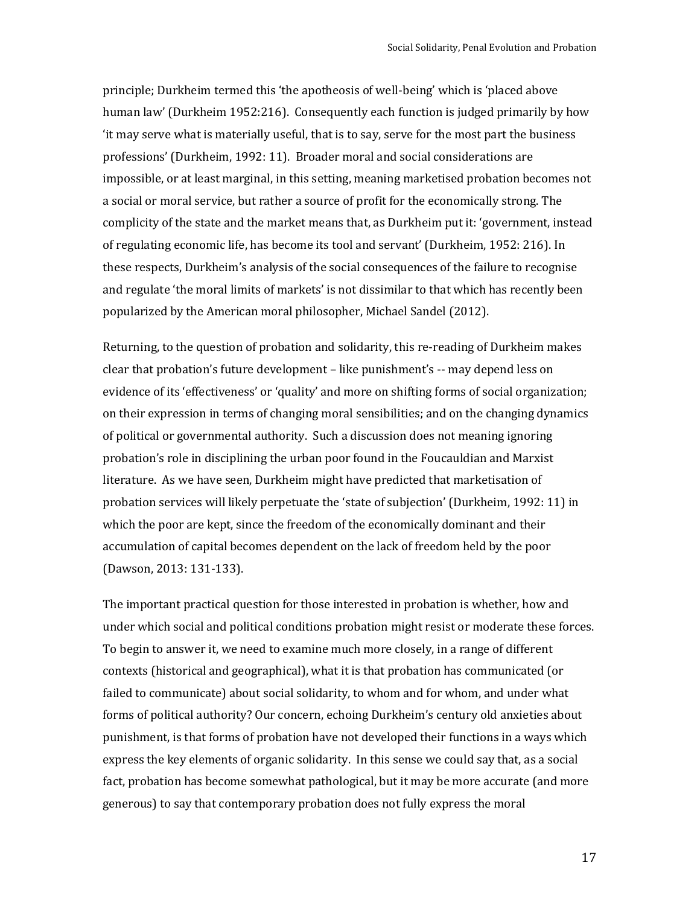principle; Durkheim termed this 'the apotheosis of well-being' which is 'placed above human law' (Durkheim 1952:216). Consequently each function is judged primarily by how 'it may serve what is materially useful, that is to say, serve for the most part the business professions' (Durkheim, 1992: 11). Broader moral and social considerations are impossible, or at least marginal, in this setting, meaning marketised probation becomes not a social or moral service, but rather a source of profit for the economically strong. The complicity of the state and the market means that, as Durkheim put it: 'government, instead of regulating economic life, has become its tool and servant' (Durkheim, 1952: 216). In these respects, Durkheim's analysis of the social consequences of the failure to recognise and regulate 'the moral limits of markets' is not dissimilar to that which has recently been popularized by the American moral philosopher, Michael Sandel (2012).

Returning, to the question of probation and solidarity, this re-reading of Durkheim makes clear that probation's future development – like punishment's -- may depend less on evidence of its 'effectiveness' or 'quality' and more on shifting forms of social organization; on their expression in terms of changing moral sensibilities; and on the changing dynamics of political or governmental authority. Such a discussion does not meaning ignoring probation's role in disciplining the urban poor found in the Foucauldian and Marxist literature. As we have seen, Durkheim might have predicted that marketisation of probation services will likely perpetuate the 'state of subjection' (Durkheim, 1992: 11) in which the poor are kept, since the freedom of the economically dominant and their accumulation of capital becomes dependent on the lack of freedom held by the poor (Dawson, 2013: 131-133).

The important practical question for those interested in probation is whether, how and under which social and political conditions probation might resist or moderate these forces. To begin to answer it, we need to examine much more closely, in a range of different contexts (historical and geographical), what it is that probation has communicated (or failed to communicate) about social solidarity, to whom and for whom, and under what forms of political authority? Our concern, echoing Durkheim's century old anxieties about punishment, is that forms of probation have not developed their functions in a ways which express the key elements of organic solidarity. In this sense we could say that, as a social fact, probation has become somewhat pathological, but it may be more accurate (and more generous) to say that contemporary probation does not fully express the moral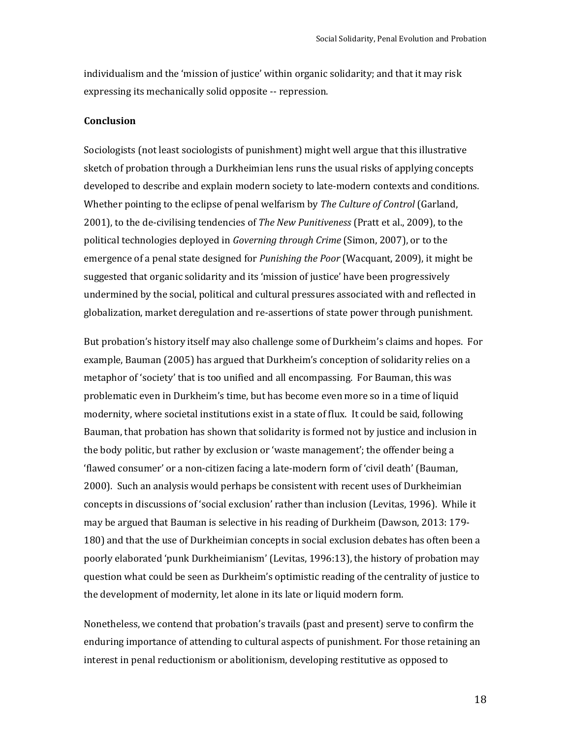individualism and the 'mission of justice' within organic solidarity; and that it may risk expressing its mechanically solid opposite -- repression.

**Conclusion**

Sociologists (not least sociologists of punishment) might well argue that this illustrative sketch of probation through a Durkheimian lens runs the usual risks of applying concepts developed to describe and explain modern society to late-modern contexts and conditions. Whether pointing to the eclipse of penal welfarism by *The Culture of Control* (Garland, 2001), to the de-civilising tendencies of *The New Punitiveness* (Pratt et al., 2009), to the political technologies deployed in *Governing through Crime* (Simon, 2007), or to the emergence of a penal state designed for *Punishing the Poor* (Wacquant, 2009), it might be suggested that organic solidarity and its 'mission of justice' have been progressively undermined by the social, political and cultural pressures associated with and reflected in globalization, market deregulation and re-assertions of state power through punishment.

But probation's history itself may also challenge some of Durkheim's claims and hopes. For example, Bauman (2005) has argued that Durkheim's conception of solidarity relies on a metaphor of 'society' that is too unified and all encompassing. For Bauman, this was problematic even in Durkheim's time, but has become even more so in a time of liquid modernity, where societal institutions exist in a state of flux. It could be said, following Bauman, that probation has shown that solidarity is formed not by justice and inclusion in the body politic, but rather by exclusion or 'waste management'; the offender being a 'flawed consumer' or a non-citizen facing a late-modern form of 'civil death' (Bauman, 2000). Such an analysis would perhaps be consistent with recent uses of Durkheimian concepts in discussions of 'social exclusion' rather than inclusion (Levitas, 1996). While it may be argued that Bauman is selective in his reading of Durkheim (Dawson, 2013: 179-180) and that the use of Durkheimian concepts in social exclusion debates has often been a poorly elaborated 'punk Durkheimianism' (Levitas, 1996:13), the history of probation may question what could be seen as Durkheim's optimistic reading of the centrality of justice to the development of modernity, let alone in its late or liquid modern form.

Nonetheless, we contend that probation's travails (past and present) serve to confirm the enduring importance of attending to cultural aspects of punishment. For those retaining an interest in penal reductionism or abolitionism, developing restitutive as opposed to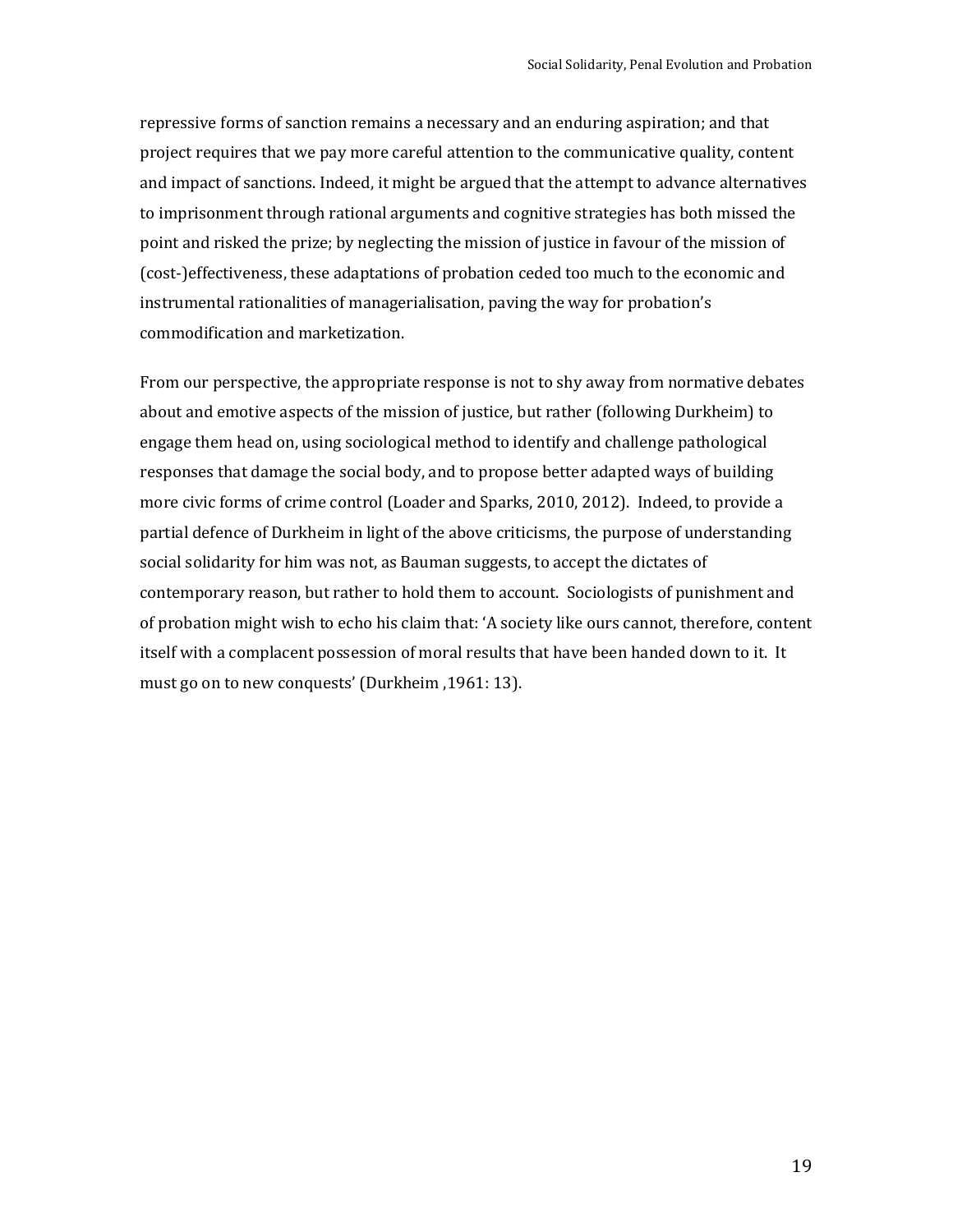repressive forms of sanction remains a necessary and an enduring aspiration; and that project requires that we pay more careful attention to the communicative quality, content and impact of sanctions. Indeed, it might be argued that the attempt to advance alternatives to imprisonment through rational arguments and cognitive strategies has both missed the point and risked the prize; by neglecting the mission of justice in favour of the mission of (cost-)effectiveness, these adaptations of probation ceded too much to the economic and instrumental rationalities of managerialisation, paving the way for probation's commodification and marketization.

From our perspective, the appropriate response is not to shy away from normative debates about and emotive aspects of the mission of justice, but rather (following Durkheim) to engage them head on, using sociological method to identify and challenge pathological responses that damage the social body, and to propose better adapted ways of building more civic forms of crime control (Loader and Sparks, 2010, 2012). Indeed, to provide a partial defence of Durkheim in light of the above criticisms, the purpose of understanding social solidarity for him was not, as Bauman suggests, to accept the dictates of contemporary reason, but rather to hold them to account. Sociologists of punishment and of probation might wish to echo his claim that: 'A society like ours cannot, therefore, content itself with a complacent possession of moral results that have been handed down to it. It must go on to new conquests' (Durkheim ,1961: 13).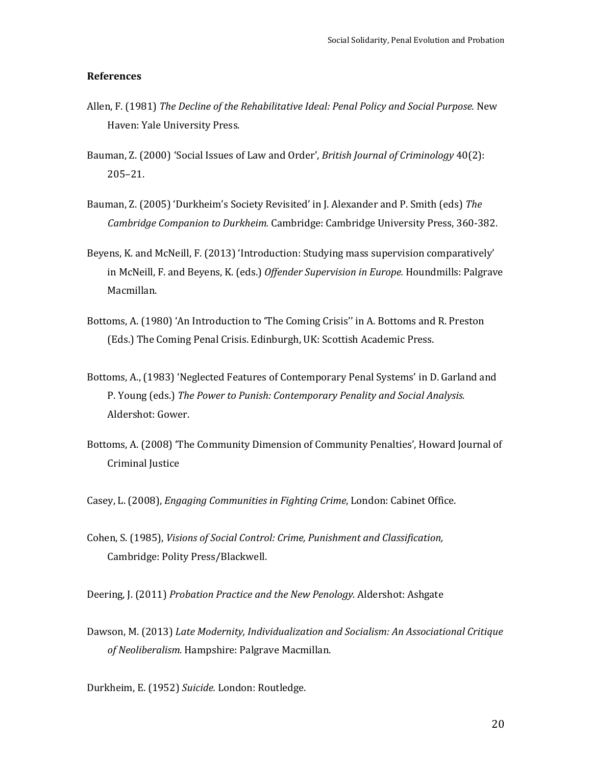**References**

Allen, F. (1981) *The Decline of the Rehabilitative Ideal: Penal Policy and Social Purpose.* New Haven: Yale University Press.

Bauman, Z. (2000) 'Social Issues of Law and Order', *British Journal of Criminology* 40(2): 205–21.

Bauman, Z. (2005) 'Durkheim's Society Revisited' in J. Alexander and P. Smith (eds) *The Cambridge Companion to Durkheim.* Cambridge: Cambridge University Press, 360-382.

Beyens, K. and McNeill, F. (2013) 'Introduction: Studying mass supervision comparatively' in McNeill, F. and Beyens, K. (eds.) *Offender Supervision in Europe.* Houndmills: Palgrave Macmillan.

Bottoms, A. (1980) 'An Introduction to 'The Coming Crisis'' in A. Bottoms and R. Preston (Eds.) The Coming Penal Crisis. Edinburgh, UK: Scottish Academic Press.

Bottoms, A., (1983) 'Neglected Features of Contemporary Penal Systems' in D. Garland and P. Young (eds.) *The Power to Punish: Contemporary Penality and Social Analysis.* Aldershot: Gower.

Bottoms, A. (2008) 'The Community Dimension of Community Penalties', Howard Journal of Criminal Justice

Casey, L. (2008), *Engaging Communities in Fighting Crime*, London: Cabinet Office.

Cohen, S. (1985), *Visions of Social Control: Crime, Punishment and Classification,* Cambridge: Polity Press/Blackwell.

Deering, J. (2011) *Probation Practice and the New Penology.* Aldershot: Ashgate

Dawson, M. (2013) *Late Modernity, Individualization and Socialism: An Associational Critique of Neoliberalism.* Hampshire: Palgrave Macmillan.

Durkheim, E. (1952) *Suicide.* London: Routledge.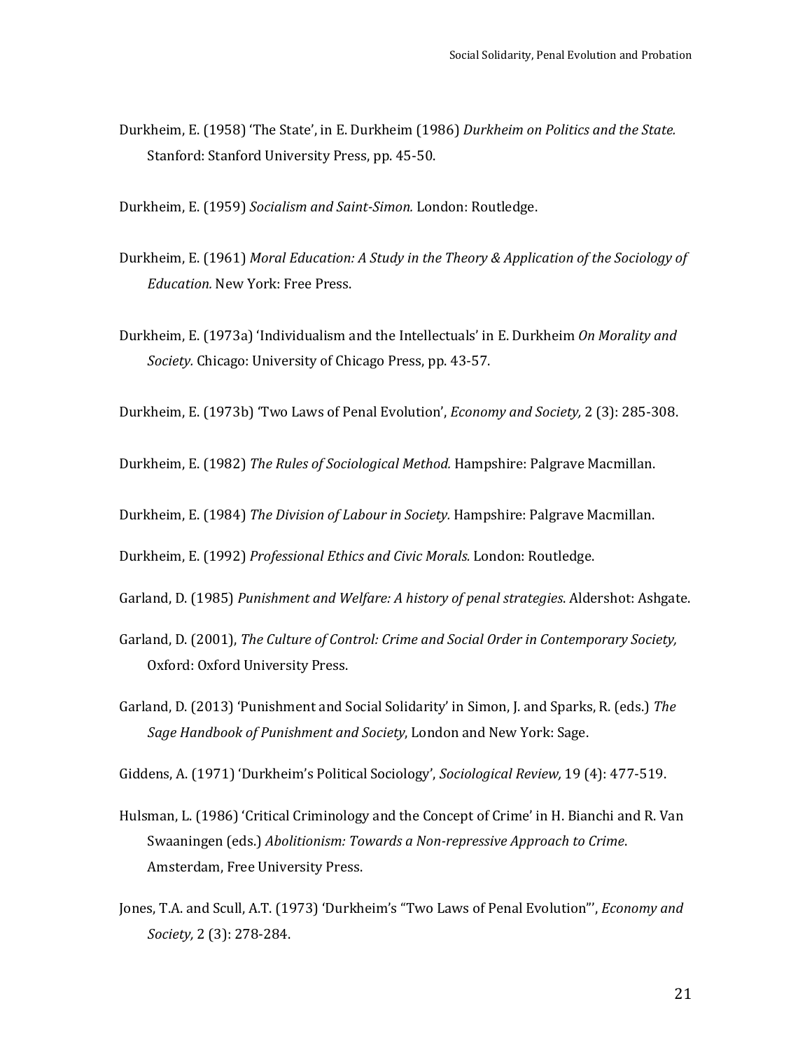Durkheim, E. (1958) 'The State', in E. Durkheim (1986) *Durkheim on Politics and the State.* Stanford: Stanford University Press, pp. 45-50.

Durkheim, E. (1959) *Socialism and Saint-Simon.* London: Routledge.

Durkheim, E. (1961) *Moral Education: A Study in the Theory & Application of the Sociology of Education.* New York: Free Press.

Durkheim, E. (1973a) 'Individualism and the Intellectuals' in E. Durkheim *On Morality and Society.* Chicago: University of Chicago Press, pp. 43-57.

Durkheim, E. (1973b) 'Two Laws of Penal Evolution', *Economy and Society,* 2 (3): 285-308.

Durkheim, E. (1982) *The Rules of Sociological Method.* Hampshire: Palgrave Macmillan.

Durkheim, E. (1984) *The Division of Labour in Society.* Hampshire: Palgrave Macmillan.

Durkheim, E. (1992) *Professional Ethics and Civic Morals.* London: Routledge.

Garland, D. (1985) *Punishment and Welfare: A history of penal strategies*. Aldershot: Ashgate.

Garland, D. (2001), *The Culture of Control: Crime and Social Order in Contemporary Society,* Oxford: Oxford University Press.

Garland, D. (2013) 'Punishment and Social Solidarity' in Simon, J. and Sparks, R. (eds.) *The Sage Handbook of Punishment and Society*, London and New York: Sage.

Giddens, A. (1971) 'Durkheim's Political Sociology', *Sociological Review,* 19 (4): 477-519.

Hulsman, L. (1986) 'Critical Criminology and the Concept of Crime' in H. Bianchi and R. Van Swaaningen (eds.) *Abolitionism: Towards a Non-repressive Approach to Crime*. Amsterdam, Free University Press.

Jones, T.A. and Scull, A.T. (1973) 'Durkheim's "Two Laws of Penal Evolution"', *Economy and Society,* 2 (3): 278-284.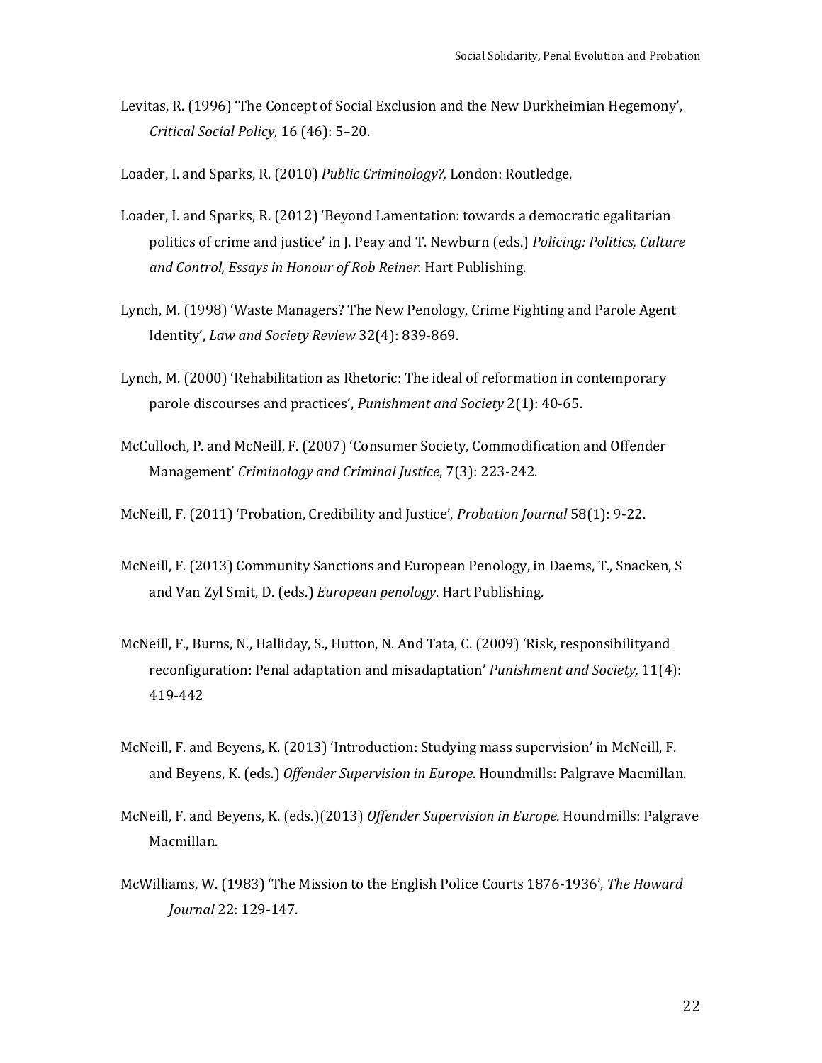Levitas, R. (1996) 'The Concept of Social Exclusion and the New Durkheimian Hegemony', *Critical Social Policy,* 16 (46): 5–20.

Loader, I. and Sparks, R. (2010) *Public Criminology?,* London: Routledge.

Loader, I. and Sparks, R. (2012) 'Beyond Lamentation: towards a democratic egalitarian politics of crime and justice' in J. Peay and T. Newburn (eds.) *Policing: Politics, Culture and Control, Essays in Honour of Rob Reiner.* Hart Publishing.

Lynch, M. (1998) 'Waste Managers? The New Penology, Crime Fighting and Parole Agent Identity', *Law and Society Review* 32(4): 839-869.

Lynch, M. (2000) 'Rehabilitation as Rhetoric: The ideal of reformation in contemporary parole discourses and practices', *Punishment and Society* 2(1): 40-65.

McCulloch, P. and McNeill, F. (2007) 'Consumer Society, Commodification and Offender Management' *Criminology and Criminal Justice*, 7(3): 223-242.

McNeill, F. (2011) 'Probation, Credibility and Justice', *Probation Journal* 58(1): 9-22.

McNeill, F. (2013) Community Sanctions and European Penology, in Daems, T., Snacken, S and Van Zyl Smit, D. (eds.) *European penology*. Hart Publishing.

McNeill, F., Burns, N., Halliday, S., Hutton, N. And Tata, C. (2009) 'Risk, responsibilityand reconfiguration: Penal adaptation and misadaptation' *Punishment and Society,* 11(4): 419-442

McNeill, F. and Beyens, K. (2013) 'Introduction: Studying mass supervision' in McNeill, F. and Beyens, K. (eds.) *Offender Supervision in Europe.* Houndmills: Palgrave Macmillan.

McNeill, F. and Beyens, K. (eds.)(2013) *Offender Supervision in Europe.* Houndmills: Palgrave Macmillan.

McWilliams, W. (1983) 'The Mission to the English Police Courts 1876-1936', *The Howard Journal* 22: 129-147.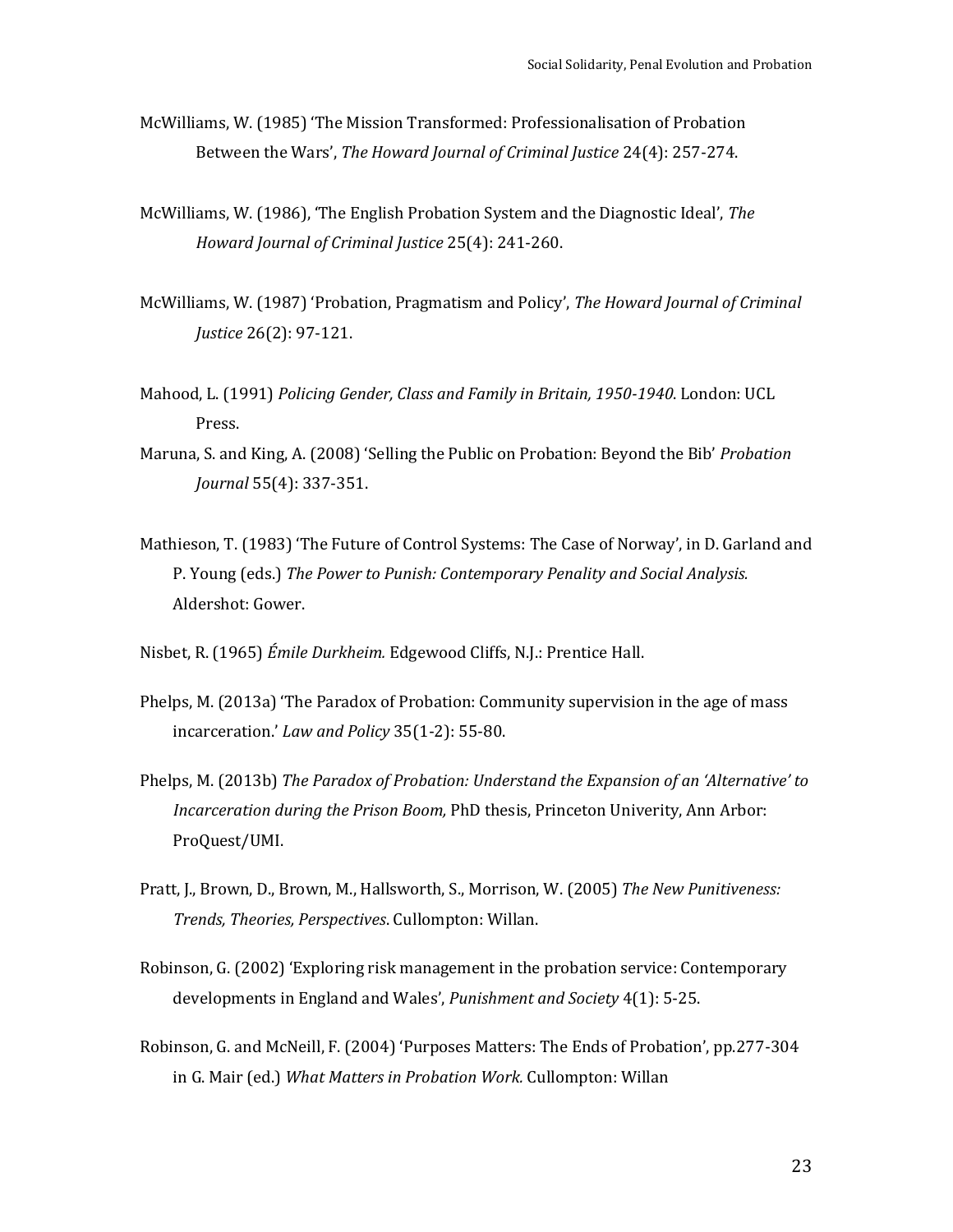McWilliams, W. (1985) 'The Mission Transformed: Professionalisation of Probation Between the Wars', *The Howard Journal of Criminal Justice* 24(4): 257-274.

McWilliams, W. (1986), 'The English Probation System and the Diagnostic Ideal', *The Howard Journal of Criminal Justice* 25(4): 241-260.

McWilliams, W. (1987) 'Probation, Pragmatism and Policy', *The Howard Journal of Criminal Justice* 26(2): 97-121.

Mahood, L. (1991) *Policing Gender, Class and Family in Britain, 1950-1940*. London: UCL Press.

Maruna, S. and King, A. (2008) 'Selling the Public on Probation: Beyond the Bib' *Probation Journal* 55(4): 337-351.

Mathieson, T. (1983) 'The Future of Control Systems: The Case of Norway', in D. Garland and P. Young (eds.) *The Power to Punish: Contemporary Penality and Social Analysis.* Aldershot: Gower.

Nisbet, R. (1965) *Émile Durkheim.* Edgewood Cliffs, N.J.: Prentice Hall.

Phelps, M. (2013a) 'The Paradox of Probation: Community supervision in the age of mass incarceration.' *Law and Policy* 35(1-2): 55-80.

Phelps, M. (2013b) *The Paradox of Probation: Understand the Expansion of an 'Alternative' to Incarceration during the Prison Boom,* PhD thesis, Princeton Univerity, Ann Arbor: ProQuest/UMI.

Pratt, J., Brown, D., Brown, M., Hallsworth, S., Morrison, W. (2005) *The New Punitiveness: Trends, Theories, Perspectives*. Cullompton: Willan.

Robinson, G. (2002) 'Exploring risk management in the probation service: Contemporary developments in England and Wales', *Punishment and Society* 4(1): 5-25.

Robinson, G. and McNeill, F. (2004) 'Purposes Matters: The Ends of Probation', pp.277-304 in G. Mair (ed.) *What Matters in Probation Work.* Cullompton: Willan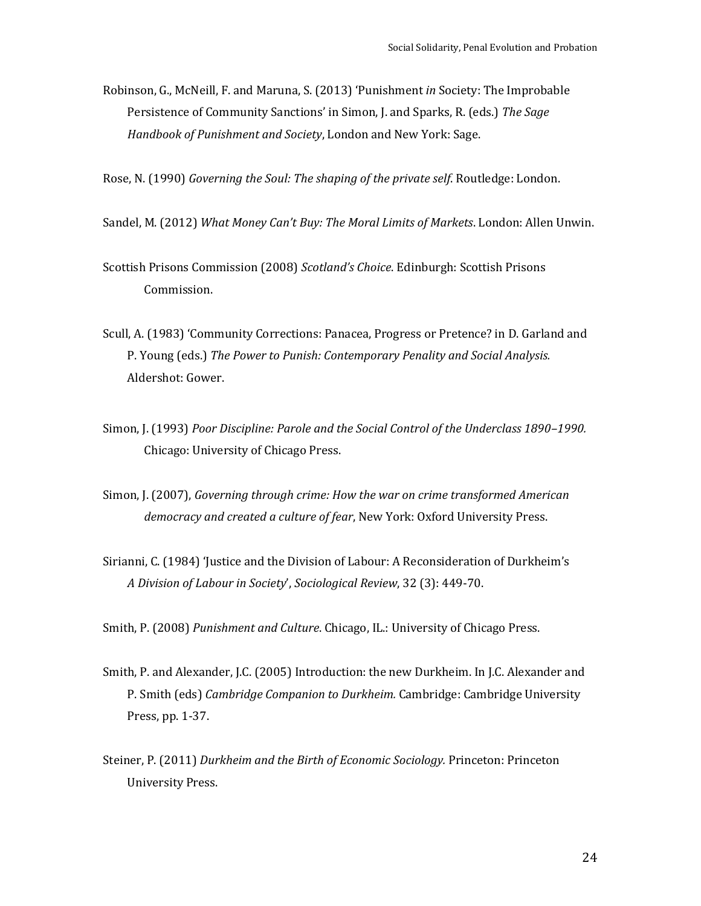Robinson, G., McNeill, F. and Maruna, S. (2013) 'Punishment *in* Society: The Improbable Persistence of Community Sanctions' in Simon, J. and Sparks, R. (eds.) *The Sage Handbook of Punishment and Society*, London and New York: Sage.

Rose, N. (1990) *Governing the Soul: The shaping of the private self*. Routledge: London.

Sandel, M. (2012) *What Money Can't Buy: The Moral Limits of Markets*. London: Allen Unwin.

Scottish Prisons Commission (2008) *Scotland's Choice*. Edinburgh: Scottish Prisons Commission.

Scull, A. (1983) 'Community Corrections: Panacea, Progress or Pretence? in D. Garland and P. Young (eds.) *The Power to Punish: Contemporary Penality and Social Analysis.* Aldershot: Gower.

Simon, J. (1993) *Poor Discipline: Parole and the Social Control of the Underclass 1890–1990.* Chicago: University of Chicago Press.

Simon, J. (2007), *Governing through crime: How the war on crime transformed American democracy and created a culture of fear*, New York: Oxford University Press.

Sirianni, C. (1984) 'Justice and the Division of Labour: A Reconsideration of Durkheim's *A Division of Labour in Society*', *Sociological Review*, 32 (3): 449-70.

Smith, P. (2008) *Punishment and Culture*. Chicago, IL.: University of Chicago Press.

Smith, P. and Alexander, J.C. (2005) Introduction: the new Durkheim. In J.C. Alexander and P. Smith (eds) *Cambridge Companion to Durkheim.* Cambridge: Cambridge University Press, pp. 1-37.

Steiner, P. (2011) *Durkheim and the Birth of Economic Sociology.* Princeton: Princeton University Press.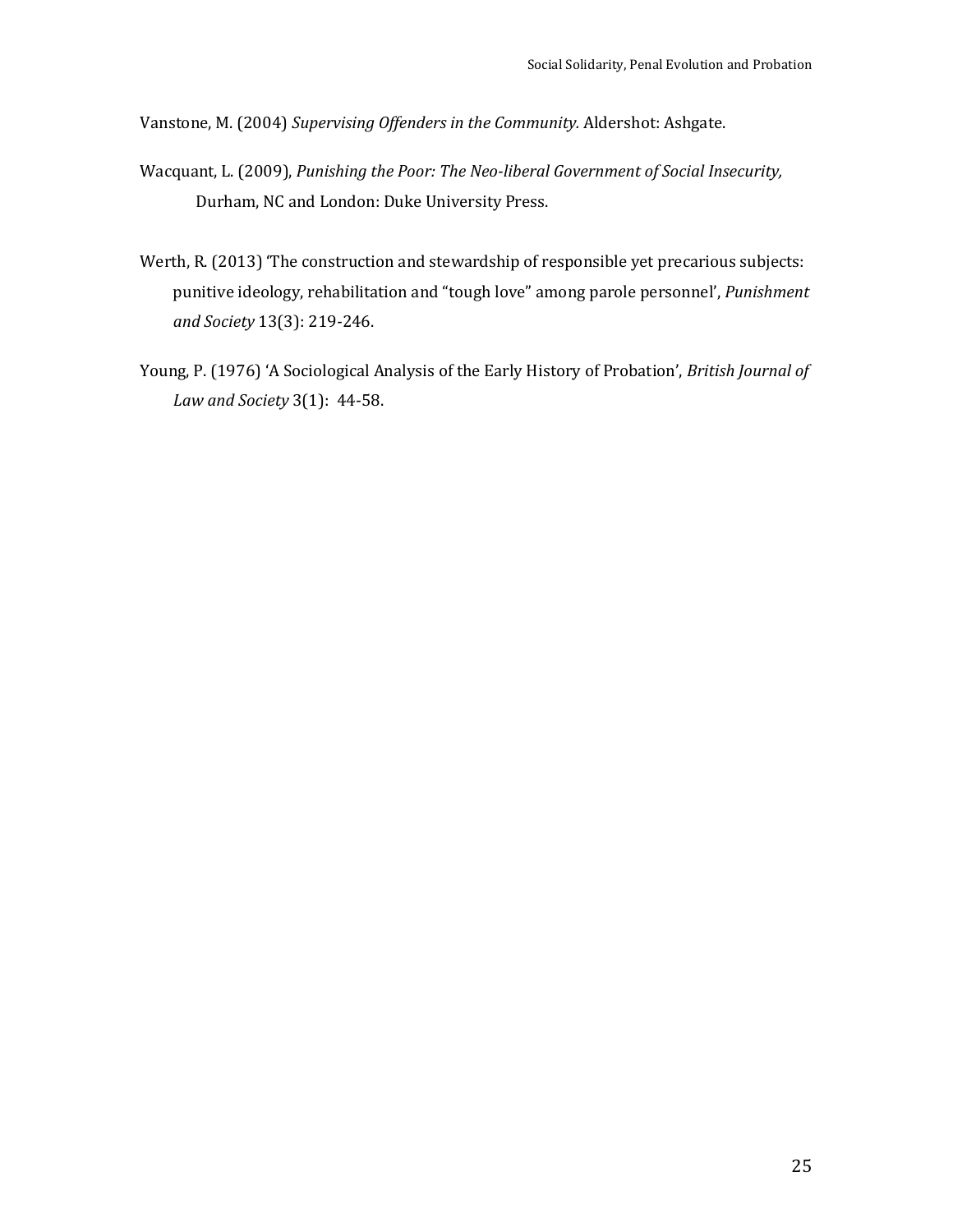Vanstone, M. (2004) *Supervising Offenders in the Community.* Aldershot: Ashgate.

Wacquant, L. (2009), *Punishing the Poor: The Neo-liberal Government of Social Insecurity,* Durham, NC and London: Duke University Press.

Werth, R. (2013) 'The construction and stewardship of responsible yet precarious subjects: punitive ideology, rehabilitation and "tough love" among parole personnel', *Punishment and Society* 13(3): 219-246.

Young, P. (1976) 'A Sociological Analysis of the Early History of Probation', *British Journal of Law and Society* 3(1): 44-58.